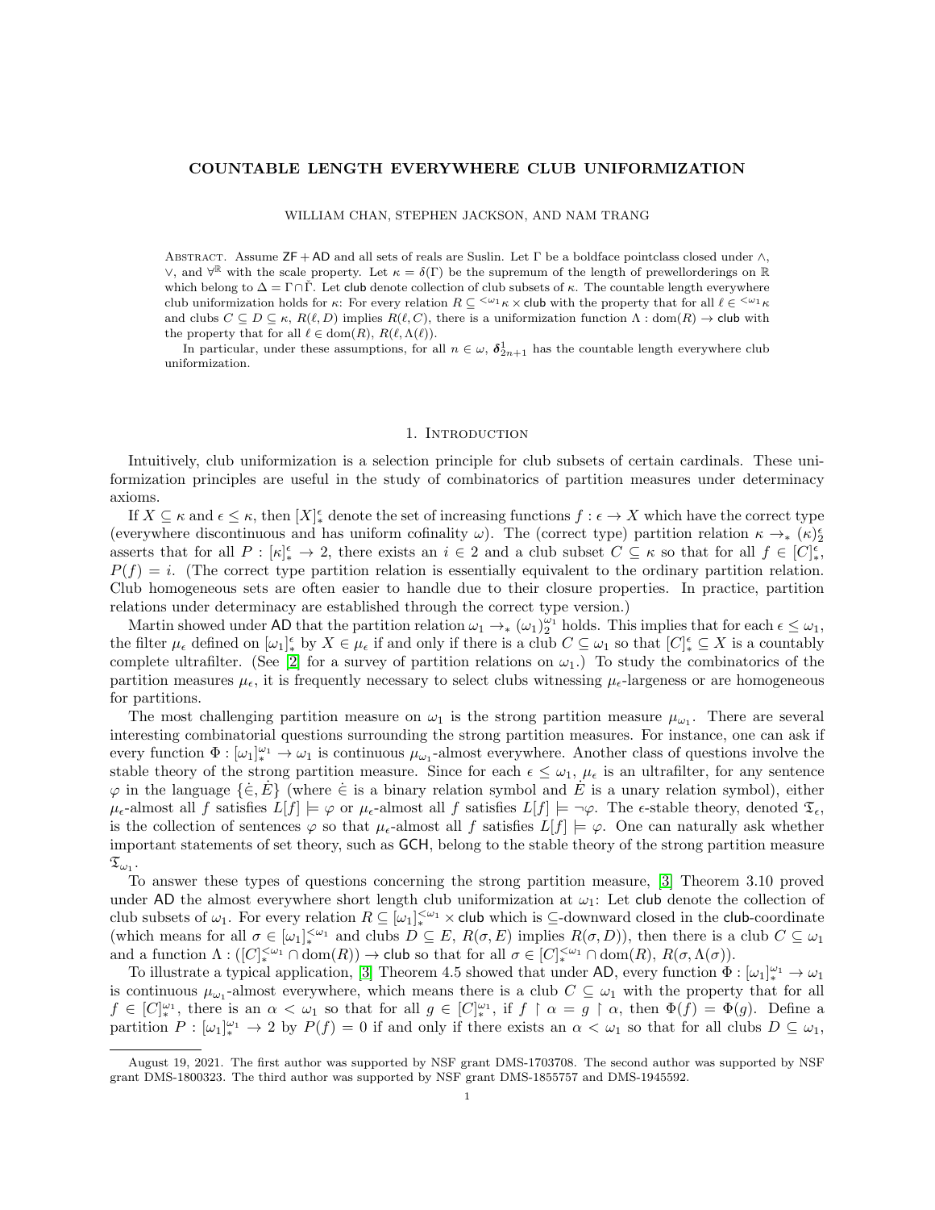# COUNTABLE LENGTH EVERYWHERE CLUB UNIFORMIZATION

WILLIAM CHAN, STEPHEN JACKSON, AND NAM TRANG

Abstract. Assume $\mathsf{ZF} + \mathsf{AD}$ and all sets of reals are Suslin. Let $\Gamma$ be a boldface pointclass closed under $\wedge$, $\vee$, and $\forall^{\mathbb{R}}$ with the scale property. Let $\kappa = \delta(\Gamma)$ be the supremum of the length of prewellorderings on $\mathbb{R}$ which belong to $\Delta = \Gamma \cap \check{\Gamma}$. Let $\mathsf{club}$ denote collection of club subsets of $\kappa$. The countable length everywhere club uniformization holds for $\kappa$: For every relation $R \subseteq {}^{<\omega_1}\kappa \times \mathsf{club}$ with the property that for all $\ell \in {}^{<\omega_1}\kappa$ and clubs $C \subseteq D \subseteq \kappa$, $R(\ell, D)$ implies $R(\ell, C)$, there is a uniformization function $\Lambda : \mathrm{dom}(R) \to \mathsf{club}$ with the property that for all $\ell \in \mathrm{dom}(R)$, $R(\ell, \Lambda(\ell))$.

In particular, under these assumptions, for all $n \in \omega$, $\boldsymbol{\delta}^1_{2n+1}$ has the countable length everywhere club uniformization.

## 1. Introduction

Intuitively, club uniformization is a selection principle for club subsets of certain cardinals. These uniformization principles are useful in the study of combinatorics of partition measures under determinacy axioms.

If $X \subseteq \kappa$ and $\epsilon \leq \kappa$, then $[X]^\epsilon_*$ denote the set of increasing functions $f : \epsilon \to X$ which have the correct type (everywhere discontinuous and has uniform cofinality $\omega$). The (correct type) partition relation $\kappa \to_* (\kappa)^\epsilon_2$ asserts that for all $P : [\kappa]^\epsilon_* \to 2$, there exists an $i \in 2$ and a club subset $C \subseteq \kappa$ so that for all $f \in [C]^\epsilon_*$, $P(f) = i$. (The correct type partition relation is essentially equivalent to the ordinary partition relation. Club homogeneous sets are often easier to handle due to their closure properties. In practice, partition relations under determinacy are established through the correct type version.)

Martin showed under $\mathsf{AD}$ that the partition relation $\omega_1 \to_* (\omega_1)^{\omega_1}_2$ holds. This implies that for each $\epsilon \leq \omega_1$, the filter $\mu_\epsilon$ defined on $[\omega_1]^\epsilon_*$ by $X \in \mu_\epsilon$ if and only if there is a club $C \subseteq \omega_1$ so that $[C]^\epsilon_* \subseteq X$ is a countably complete ultrafilter. (See [2] for a survey of partition relations on $\omega_1$.) To study the combinatorics of the partition measures $\mu_\epsilon$, it is frequently necessary to select clubs witnessing $\mu_\epsilon$-largeness or are homogeneous for partitions.

The most challenging partition measure on $\omega_1$ is the strong partition measure $\mu_{\omega_1}$. There are several interesting combinatorial questions surrounding the strong partition measures. For instance, one can ask if every function $\Phi : [\omega_1]^{\omega_1}_* \to \omega_1$ is continuous $\mu_{\omega_1}$-almost everywhere. Another class of questions involve the stable theory of the strong partition measure. Since for each $\epsilon \leq \omega_1$, $\mu_\epsilon$ is an ultrafilter, for any sentence $\varphi$ in the language $\{\dot{\in}, \dot{E}\}$ (where $\dot{\in}$ is a binary relation symbol and $\dot{E}$ is a unary relation symbol), either $\mu_\epsilon$-almost all $f$ satisfies $L[f] \models \varphi$ or $\mu_\epsilon$-almost all $f$ satisfies $L[f] \models \neg\varphi$. The $\epsilon$-stable theory, denoted $\mathfrak{T}_\epsilon$, is the collection of sentences $\varphi$ so that $\mu_\epsilon$-almost all $f$ satisfies $L[f] \models \varphi$. One can naturally ask whether important statements of set theory, such as $\mathsf{GCH}$, belong to the stable theory of the strong partition measure $\mathfrak{T}_{\omega_1}$.

To answer these types of questions concerning the strong partition measure, [3] Theorem 3.10 proved under $\mathsf{AD}$ the almost everywhere short length club uniformization at $\omega_1$: Let $\mathsf{club}$ denote the collection of club subsets of $\omega_1$. For every relation $R \subseteq [\omega_1]^{<\omega_1}_* \times \mathsf{club}$ which is $\subseteq$-downward closed in the $\mathsf{club}$-coordinate (which means for all $\sigma \in [\omega_1]^{<\omega_1}_*$ and clubs $D \subseteq E$, $R(\sigma, E)$ implies $R(\sigma, D)$), then there is a club $C \subseteq \omega_1$ and a function $\Lambda : ([C]^{<\omega_1}_* \cap \mathrm{dom}(R)) \to \mathsf{club}$ so that for all $\sigma \in [C]^{<\omega_1}_* \cap \mathrm{dom}(R)$, $R(\sigma, \Lambda(\sigma))$.

To illustrate a typical application, [3] Theorem 4.5 showed that under $\mathsf{AD}$, every function $\Phi : [\omega_1]^{\omega_1}_* \to \omega_1$ is continuous $\mu_{\omega_1}$-almost everywhere, which means there is a club $C \subseteq \omega_1$ with the property that for all $f \in [C]^{\omega_1}_*$, there is an $\alpha < \omega_1$ so that for all $g \in [C]^{\omega_1}_*$, if $f \upharpoonright \alpha = g \upharpoonright \alpha$, then $\Phi(f) = \Phi(g)$. Define a partition $P : [\omega_1]^{\omega_1}_* \to 2$ by $P(f) = 0$ if and only if there exists an $\alpha < \omega_1$ so that for all clubs $D \subseteq \omega_1$,

August 19, 2021. The first author was supported by NSF grant DMS-1703708. The second author was supported by NSF grant DMS-1800323. The third author was supported by NSF grant DMS-1855757 and DMS-1945592.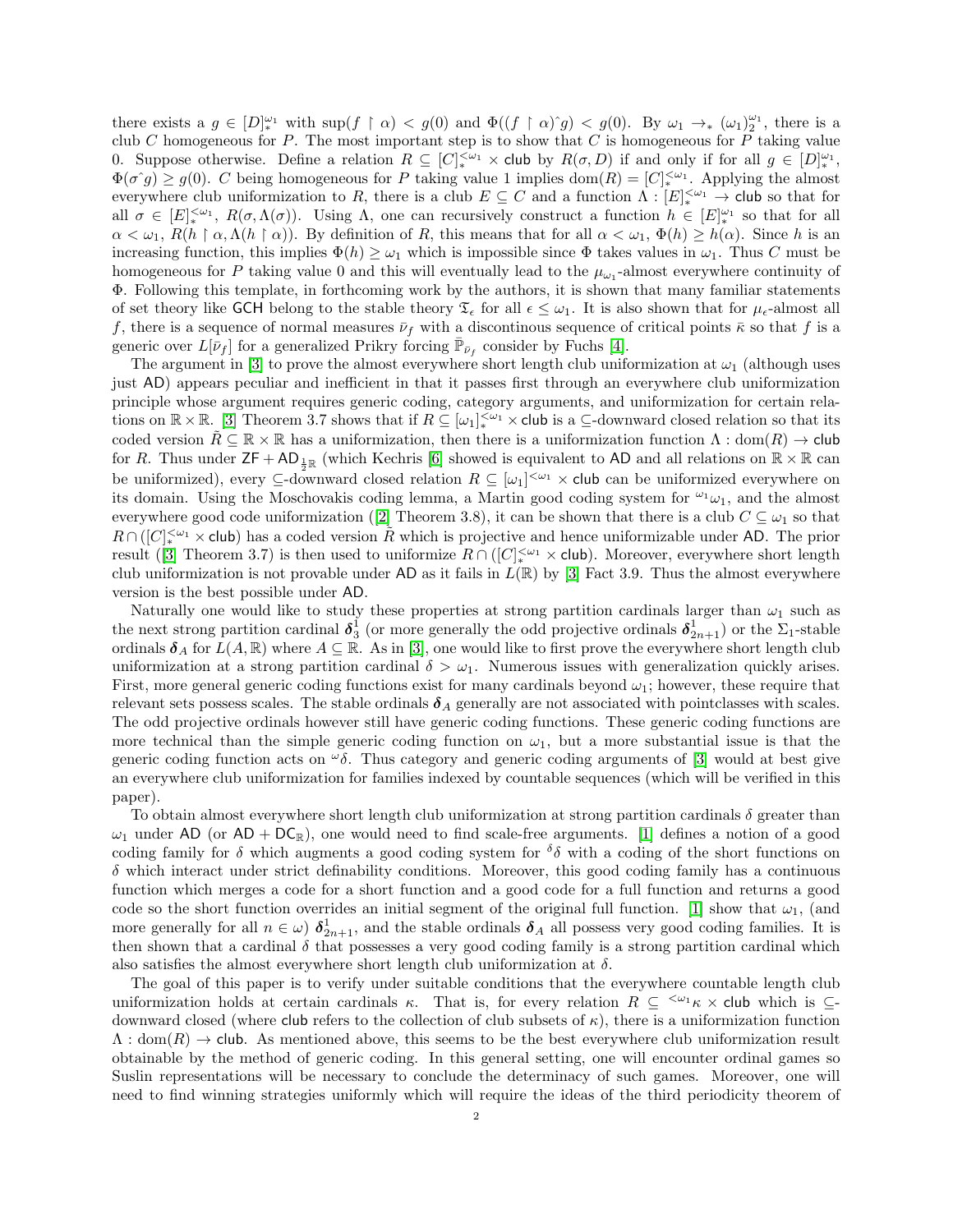there exists a $g \in [D]^{\omega_1}_*$ with $\sup(f \restriction \alpha) < g(0)$ and $\Phi((f \restriction \alpha)\hat{\ } g) < g(0)$. By $\omega_1 \to_* (\omega_1)^{\omega_1}_2$, there is a club $C$ homogeneous for $P$. The most important step is to show that $C$ is homogeneous for $P$ taking value 0. Suppose otherwise. Define a relation $R \subseteq [C]^{<\omega_1}_* \times \mathsf{club}$ by $R(\sigma, D)$ if and only if for all $g \in [D]^{\omega_1}_*$, $\Phi(\sigma\hat{\ } g) \geq g(0)$. $C$ being homogeneous for $P$ taking value 1 implies $\mathrm{dom}(R) = [C]^{<\omega_1}_*$. Applying the almost everywhere club uniformization to $R$, there is a club $E \subseteq C$ and a function $\Lambda : [E]^{<\omega_1}_* \to \mathsf{club}$ so that for all $\sigma \in [E]^{<\omega_1}_*$, $R(\sigma, \Lambda(\sigma))$. Using $\Lambda$, one can recursively construct a function $h \in [E]^{\omega_1}_*$ so that for all $\alpha < \omega_1$, $R(h \restriction \alpha, \Lambda(h \restriction \alpha))$. By definition of $R$, this means that for all $\alpha < \omega_1$, $\Phi(h) \geq h(\alpha)$. Since $h$ is an increasing function, this implies $\Phi(h) \geq \omega_1$ which is impossible since $\Phi$ takes values in $\omega_1$. Thus $C$ must be homogeneous for $P$ taking value 0 and this will eventually lead to the $\mu_{\omega_1}$-almost everywhere continuity of $\Phi$. Following this template, in forthcoming work by the authors, it is shown that many familiar statements of set theory like $\mathsf{GCH}$ belong to the stable theory $\mathfrak{T}_\epsilon$ for all $\epsilon \leq \omega_1$. It is also shown that for $\mu_\epsilon$-almost all $f$, there is a sequence of normal measures $\bar{\nu}_f$ with a discontinuous sequence of critical points $\bar{\kappa}$ so that $f$ is a generic over $L[\bar{\nu}_f]$ for a generalized Prikry forcing $\bar{\mathbb{P}}_{\bar{\nu}_f}$ consider by Fuchs [4].

The argument in [3] to prove the almost everywhere short length club uniformization at $\omega_1$ (although uses just $\mathsf{AD}$) appears peculiar and inefficient in that it passes first through an everywhere club uniformization principle whose argument requires generic coding, category arguments, and uniformization for certain relations on $\mathbb{R} \times \mathbb{R}$. [3] Theorem 3.7 shows that if $R \subseteq [\omega_1]^{<\omega_1}_* \times \mathsf{club}$ is a $\subseteq$-downward closed relation so that its coded version $\tilde{R} \subseteq \mathbb{R} \times \mathbb{R}$ has a uniformization, then there is a uniformization function $\Lambda : \mathrm{dom}(R) \to \mathsf{club}$ for $R$. Thus under $\mathsf{ZF} + \mathsf{AD}_{\frac{1}{2}\mathbb{R}}$ (which Kechris [6] showed is equivalent to $\mathsf{AD}$ and all relations on $\mathbb{R} \times \mathbb{R}$ can be uniformized), every $\subseteq$-downward closed relation $R \subseteq [\omega_1]^{<\omega_1} \times \mathsf{club}$ can be uniformized everywhere on its domain. Using the Moschovakis coding lemma, a Martin good coding system for ${}^{\omega_1}\omega_1$, and the almost everywhere good code uniformization ([2] Theorem 3.8), it can be shown that there is a club $C \subseteq \omega_1$ so that $R \cap ([C]^{<\omega_1}_* \times \mathsf{club})$ has a coded version $\tilde{R}$ which is projective and hence uniformizable under $\mathsf{AD}$. The prior result ([3] Theorem 3.7) is then used to uniformize $R \cap ([C]^{<\omega_1}_* \times \mathsf{club})$. Moreover, everywhere short length club uniformization is not provable under $\mathsf{AD}$ as it fails in $L(\mathbb{R})$ by [3] Fact 3.9. Thus the almost everywhere version is the best possible under $\mathsf{AD}$.

Naturally one would like to study these properties at strong partition cardinals larger than $\omega_1$ such as the next strong partition cardinal $\boldsymbol{\delta}^1_3$ (or more generally the odd projective ordinals $\boldsymbol{\delta}^1_{2n+1}$) or the $\Sigma_1$-stable ordinals $\boldsymbol{\delta}_A$ for $L(A, \mathbb{R})$ where $A \subseteq \mathbb{R}$. As in [3], one would like to first prove the everywhere short length club uniformization at a strong partition cardinal $\delta > \omega_1$. Numerous issues with generalization quickly arises. First, more general generic coding functions exist for many cardinals beyond $\omega_1$; however, these require that relevant sets possess scales. The stable ordinals $\boldsymbol{\delta}_A$ generally are not associated with pointclasses with scales. The odd projective ordinals however still have generic coding functions. These generic coding functions are more technical than the simple generic coding function on $\omega_1$, but a more substantial issue is that the generic coding function acts on ${}^\omega\delta$. Thus category and generic coding arguments of [3] would at best give an everywhere club uniformization for families indexed by countable sequences (which will be verified in this paper).

To obtain almost everywhere short length club uniformization at strong partition cardinals $\delta$ greater than $\omega_1$ under $\mathsf{AD}$ (or $\mathsf{AD} + \mathsf{DC}_\mathbb{R}$), one would need to find scale-free arguments. [1] defines a notion of a good coding family for $\delta$ which augments a good coding system for ${}^\delta\delta$ with a coding of the short functions on $\delta$ which interact under strict definability conditions. Moreover, this good coding family has a continuous function which merges a code for a short function and a good code for a full function and returns a good code so the short function overrides an initial segment of the original full function. [1] show that $\omega_1$, (and more generally for all $n \in \omega$) $\boldsymbol{\delta}^1_{2n+1}$, and the stable ordinals $\boldsymbol{\delta}_A$ all possess very good coding families. It is then shown that a cardinal $\delta$ that possesses a very good coding family is a strong partition cardinal which also satisfies the almost everywhere short length club uniformization at $\delta$.

The goal of this paper is to verify under suitable conditions that the everywhere countable length club uniformization holds at certain cardinals $\kappa$. That is, for every relation $R \subseteq {}^{<\omega_1}\kappa \times \mathsf{club}$ which is $\subseteq$-downward closed (where $\mathsf{club}$ refers to the collection of club subsets of $\kappa$), there is a uniformization function $\Lambda : \mathrm{dom}(R) \to \mathsf{club}$. As mentioned above, this seems to be the best everywhere club uniformization result obtainable by the method of generic coding. In this general setting, one will encounter ordinal games so Suslin representations will be necessary to conclude the determinacy of such games. Moreover, one will need to find winning strategies uniformly which will require the ideas of the third periodicity theorem of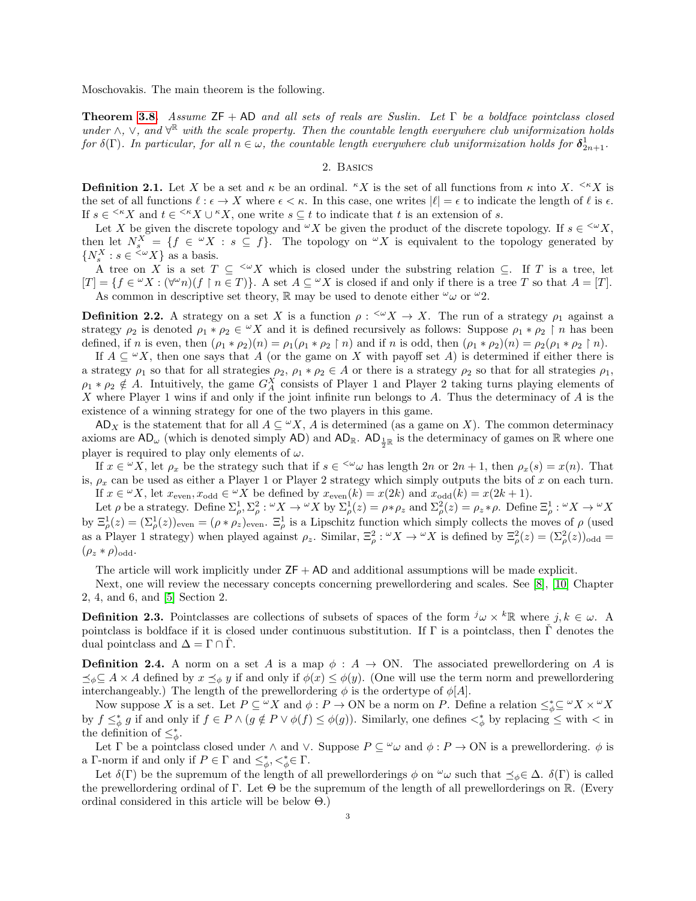Moschovakis. The main theorem is the following.

**Theorem 3.8.** *Assume* $\mathsf{ZF} + \mathsf{AD}$ *and all sets of reals are Suslin. Let* $\Gamma$ *be a boldface pointclass closed under* $\wedge$, $\vee$, *and* $\forall^{\mathbb{R}}$ *with the scale property. Then the countable length everywhere club uniformization holds for* $\delta(\Gamma)$. *In particular, for all* $n \in \omega$, *the countable length everywhere club uniformization holds for* $\boldsymbol{\delta}^1_{2n+1}$.

## 2. Basics

**Definition 2.1.** Let $X$ be a set and $\kappa$ be an ordinal. ${}^{\kappa}X$ is the set of all functions from $\kappa$ into $X$. ${}^{<\kappa}X$ is the set of all functions $\ell : \epsilon \to X$ where $\epsilon < \kappa$. In this case, one writes $|\ell| = \epsilon$ to indicate the length of $\ell$ is $\epsilon$. If $s \in {}^{<\kappa}X$ and $t \in {}^{<\kappa}X \cup {}^{\kappa}X$, one write $s \subseteq t$ to indicate that $t$ is an extension of $s$.

Let $X$ be given the discrete topology and ${}^{\omega}X$ be given the product of the discrete topology. If $s \in {}^{<\omega}X$, then let $N^X_s = \{f \in {}^{\omega}X : s \subseteq f\}$. The topology on ${}^{\omega}X$ is equivalent to the topology generated by $\{N^X_s : s \in {}^{<\omega}X\}$ as a basis.

A tree on $X$ is a set $T \subseteq {}^{<\omega}X$ which is closed under the substring relation $\subseteq$. If $T$ is a tree, let $[T] = \{f \in {}^{\omega}X : (\forall^{\omega} n)(f \upharpoonright n \in T)\}$. A set $A \subseteq {}^{\omega}X$ is closed if and only if there is a tree $T$ so that $A = [T]$.

As common in descriptive set theory, $\mathbb{R}$ may be used to denote either ${}^{\omega}\omega$ or ${}^{\omega}2$.

**Definition 2.2.** A strategy on a set $X$ is a function $\rho : {}^{<\omega}X \to X$. The run of a strategy $\rho_1$ against a strategy $\rho_2$ is denoted $\rho_1 * \rho_2 \in {}^{\omega}X$ and it is defined recursively as follows: Suppose $\rho_1 * \rho_2 \upharpoonright n$ has been defined, if $n$ is even, then $(\rho_1 * \rho_2)(n) = \rho_1(\rho_1 * \rho_2 \upharpoonright n)$ and if $n$ is odd, then $(\rho_1 * \rho_2)(n) = \rho_2(\rho_1 * \rho_2 \upharpoonright n)$.

If $A \subseteq {}^{\omega}X$, then one says that $A$ (or the game on $X$ with payoff set $A$) is determined if either there is a strategy $\rho_1$ so that for all strategies $\rho_2$, $\rho_1 * \rho_2 \in A$ or there is a strategy $\rho_2$ so that for all strategies $\rho_1$, $\rho_1 * \rho_2 \notin A$. Intuitively, the game $G^X_A$ consists of Player 1 and Player 2 taking turns playing elements of $X$ where Player 1 wins if and only if the joint infinite run belongs to $A$. Thus the determinacy of $A$ is the existence of a winning strategy for one of the two players in this game.

$\mathsf{AD}_X$ is the statement that for all $A \subseteq {}^{\omega}X$, $A$ is determined (as a game on $X$). The common determinacy axioms are $\mathsf{AD}_\omega$ (which is denoted simply $\mathsf{AD}$) and $\mathsf{AD}_{\mathbb{R}}$. $\mathsf{AD}_{\frac{1}{2}\mathbb{R}}$ is the determinacy of games on $\mathbb{R}$ where one player is required to play only elements of $\omega$.

If $x \in {}^{\omega}X$, let $\rho_x$ be the strategy such that if $s \in {}^{<\omega}\omega$ has length $2n$ or $2n+1$, then $\rho_x(s) = x(n)$. That is, $\rho_x$ can be used as either a Player 1 or Player 2 strategy which simply outputs the bits of $x$ on each turn.

If $x \in {}^{\omega}X$, let $x_{\mathrm{even}}, x_{\mathrm{odd}} \in {}^{\omega}X$ be defined by $x_{\mathrm{even}}(k) = x(2k)$ and $x_{\mathrm{odd}}(k) = x(2k+1)$.

Let $\rho$ be a strategy. Define $\Sigma^1_\rho, \Sigma^2_\rho : {}^{\omega}X \to {}^{\omega}X$ by $\Sigma^1_\rho(z) = \rho * \rho_z$ and $\Sigma^2_\rho(z) = \rho_z * \rho$. Define $\Xi^1_\rho : {}^{\omega}X \to {}^{\omega}X$ by $\Xi^1_\rho(z) = (\Sigma^1_\rho(z))_{\mathrm{even}} = (\rho * \rho_z)_{\mathrm{even}}$. $\Xi^1_\rho$ is a Lipschitz function which simply collects the moves of $\rho$ (used as a Player 1 strategy) when played against $\rho_z$. Similar, $\Xi^2_\rho : {}^{\omega}X \to {}^{\omega}X$ is defined by $\Xi^2_\rho(z) = (\Sigma^2_\rho(z))_{\mathrm{odd}} = (\rho_z * \rho)_{\mathrm{odd}}$.

The article will work implicitly under $\mathsf{ZF} + \mathsf{AD}$ and additional assumptions will be made explicit.

Next, one will review the necessary concepts concerning prewellordering and scales. See [8], [10] Chapter 2, 4, and 6, and [5] Section 2.

**Definition 2.3.** Pointclasses are collections of subsets of spaces of the form ${}^{j}\omega \times {}^{k}\mathbb{R}$ where $j, k \in \omega$. A pointclass is boldface if it is closed under continuous substitution. If $\Gamma$ is a pointclass, then $\check{\Gamma}$ denotes the dual pointclass and $\Delta = \Gamma \cap \check{\Gamma}$.

**Definition 2.4.** A norm on a set $A$ is a map $\phi : A \to \mathrm{ON}$. The associated prewellordering on $A$ is $\preceq_\phi \subseteq A \times A$ defined by $x \preceq_\phi y$ if and only if $\phi(x) \leq \phi(y)$. (One will use the term norm and prewellordering interchangeably.) The length of the prewellordering $\phi$ is the ordertype of $\phi[A]$.

Now suppose $X$ is a set. Let $P \subseteq {}^{\omega}X$ and $\phi : P \to \mathrm{ON}$ be a norm on $P$. Define a relation $\leq^*_\phi \subseteq {}^{\omega}X \times {}^{\omega}X$ by $f \leq^*_\phi g$ if and only if $f \in P \wedge (g \notin P \vee \phi(f) \leq \phi(g))$. Similarly, one defines $<^*_\phi$ by replacing $\leq$ with $<$ in the definition of $\leq^*_\phi$.

Let $\Gamma$ be a pointclass closed under $\wedge$ and $\vee$. Suppose $P \subseteq {}^{\omega}\omega$ and $\phi : P \to \mathrm{ON}$ is a prewellordering. $\phi$ is a $\Gamma$-norm if and only if $P \in \Gamma$ and $\leq^*_\phi, <^*_\phi \in \Gamma$.

Let $\delta(\Gamma)$ be the supremum of the length of all prewellorderings $\phi$ on ${}^{\omega}\omega$ such that $\preceq_\phi \in \Delta$. $\delta(\Gamma)$ is called the prewellordering ordinal of $\Gamma$. Let $\Theta$ be the supremum of the length of all prewellorderings on $\mathbb{R}$. (Every ordinal considered in this article will be below $\Theta$.)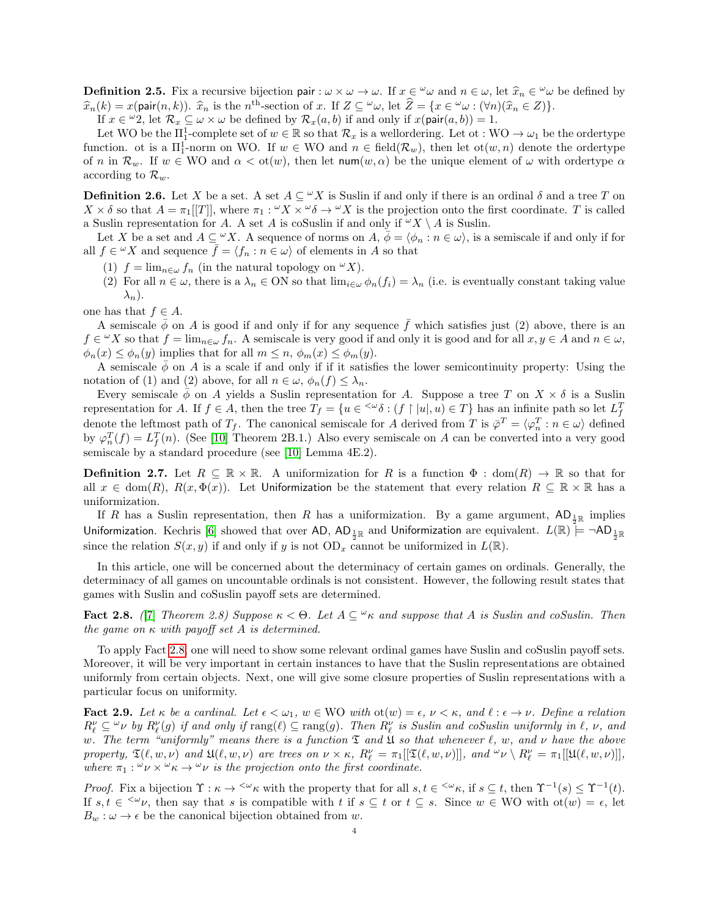**Definition 2.5.** Fix a recursive bijection $\mathsf{pair} : \omega \times \omega \to \omega$. If $x \in {}^\omega\omega$ and $n \in \omega$, let $\widehat{x}_n \in {}^\omega\omega$ be defined by $\widehat{x}_n(k) = x(\mathsf{pair}(n,k))$. $\widehat{x}_n$ is the $n^{\text{th}}$-section of $x$. If $Z \subseteq {}^\omega\omega$, let $\widehat{Z} = \{x \in {}^\omega\omega : (\forall n)(\widehat{x}_n \in Z)\}$.

If $x \in {}^\omega 2$, let $\mathcal{R}_x \subseteq \omega \times \omega$ be defined by $\mathcal{R}_x(a,b)$ if and only if $x(\mathsf{pair}(a,b)) = 1$.

Let WO be the $\Pi^1_1$-complete set of $w \in \mathbb{R}$ so that $\mathcal{R}_x$ is a wellordering. Let $\mathrm{ot} : \mathrm{WO} \to \omega_1$ be the ordertype function. ot is a $\Pi^1_1$-norm on WO. If $w \in \mathrm{WO}$ and $n \in \mathrm{field}(\mathcal{R}_w)$, then let $\mathrm{ot}(w,n)$ denote the ordertype of $n$ in $\mathcal{R}_w$. If $w \in \mathrm{WO}$ and $\alpha < \mathrm{ot}(w)$, then let $\mathsf{num}(w,\alpha)$ be the unique element of $\omega$ with ordertype $\alpha$ according to $\mathcal{R}_w$.

**Definition 2.6.** Let $X$ be a set. A set $A \subseteq {}^\omega X$ is Suslin if and only if there is an ordinal $\delta$ and a tree $T$ on $X \times \delta$ so that $A = \pi_1[[T]]$, where $\pi_1 : {}^\omega X \times {}^\omega\delta \to {}^\omega X$ is the projection onto the first coordinate. $T$ is called a Suslin representation for $A$. A set $A$ is coSuslin if and only if ${}^\omega X \setminus A$ is Suslin.

Let $X$ be a set and $A \subseteq {}^\omega X$. A sequence of norms on $A$, $\bar{\phi} = \langle \phi_n : n \in \omega\rangle$, is a semiscale if and only if for all $f \in {}^\omega X$ and sequence $\bar{f} = \langle f_n : n \in \omega\rangle$ of elements in $A$ so that

1. $f = \lim_{n\in\omega} f_n$ (in the natural topology on ${}^\omega X$).
2. For all $n \in \omega$, there is a $\lambda_n \in \mathrm{ON}$ so that $\lim_{i\in\omega}\phi_n(f_i) = \lambda_n$ (i.e. is eventually constant taking value $\lambda_n$).

one has that $f \in A$.

A semiscale $\bar{\phi}$ on $A$ is good if and only if for any sequence $\bar{f}$ which satisfies just (2) above, there is an $f \in {}^\omega X$ so that $f = \lim_{n\in\omega} f_n$. A semiscale is very good if and only it is good and for all $x, y \in A$ and $n \in \omega$, $\phi_n(x) \leq \phi_n(y)$ implies that for all $m \leq n$, $\phi_m(x) \leq \phi_m(y)$.

A semiscale $\bar{\phi}$ on $A$ is a scale if and only if if it satisfies the lower semicontinuity property: Using the notation of (1) and (2) above, for all $n \in \omega$, $\phi_n(f) \leq \lambda_n$.

Every semiscale $\bar{\phi}$ on $A$ yields a Suslin representation for $A$. Suppose a tree $T$ on $X \times \delta$ is a Suslin representation for $A$. If $f \in A$, then the tree $T_f = \{u \in {}^{<\omega}\delta : (f \upharpoonright |u|, u) \in T\}$ has an infinite path so let $L^T_f$ denote the leftmost path of $T_f$. The canonical semiscale for $A$ derived from $T$ is $\bar{\varphi}^T = \langle \varphi^T_n : n \in \omega\rangle$ defined by $\varphi^T_n(f) = L^T_f(n)$. (See [10] Theorem 2B.1.) Also every semiscale on $A$ can be converted into a very good semiscale by a standard procedure (see [10] Lemma 4E.2).

**Definition 2.7.** Let $R \subseteq \mathbb{R} \times \mathbb{R}$. A uniformization for $R$ is a function $\Phi : \mathrm{dom}(R) \to \mathbb{R}$ so that for all $x \in \mathrm{dom}(R)$, $R(x, \Phi(x))$. Let $\mathsf{Uniformization}$ be the statement that every relation $R \subseteq \mathbb{R} \times \mathbb{R}$ has a uniformization.

If $R$ has a Suslin representation, then $R$ has a uniformization. By a game argument, $\mathsf{AD}_{\frac{1}{2}\mathbb{R}}$ implies $\mathsf{Uniformization}$. Kechris [6] showed that over $\mathsf{AD}$, $\mathsf{AD}_{\frac{1}{2}\mathbb{R}}$ and $\mathsf{Uniformization}$ are equivalent. $L(\mathbb{R}) \models \neg\mathsf{AD}_{\frac{1}{2}\mathbb{R}}$ since the relation $S(x,y)$ if and only if $y$ is not $\mathrm{OD}_x$ cannot be uniformized in $L(\mathbb{R})$.

In this article, one will be concerned about the determinacy of certain games on ordinals. Generally, the determinacy of all games on uncountable ordinals is not consistent. However, the following result states that games with Suslin and coSuslin payoff sets are determined.

**Fact 2.8.** *([7] Theorem 2.8) Suppose $\kappa < \Theta$. Let $A \subseteq {}^\omega\kappa$ and suppose that $A$ is Suslin and coSuslin. Then the game on $\kappa$ with payoff set $A$ is determined.*

To apply Fact 2.8, one will need to show some relevant ordinal games have Suslin and coSuslin payoff sets. Moreover, it will be very important in certain instances to have that the Suslin representations are obtained uniformly from certain objects. Next, one will give some closure properties of Suslin representations with a particular focus on uniformity.

**Fact 2.9.** *Let $\kappa$ be a cardinal. Let $\epsilon < \omega_1$, $w \in \mathrm{WO}$ with $\mathrm{ot}(w) = \epsilon$, $\nu < \kappa$, and $\ell : \epsilon \to \nu$. Define a relation $R^\nu_\ell \subseteq {}^\omega\nu$ by $R^\nu_\ell(g)$ if and only if $\mathrm{rang}(\ell) \subseteq \mathrm{rang}(g)$. Then $R^\nu_\ell$ is Suslin and coSuslin uniformly in $\ell$, $\nu$, and $w$. The term "uniformly" means there is a function $\mathfrak{T}$ and $\mathfrak{U}$ so that whenever $\ell$, $w$, and $\nu$ have the above property, $\mathfrak{T}(\ell, w, \nu)$ and $\mathfrak{U}(\ell, w, \nu)$ are trees on $\nu \times \kappa$, $R^\nu_\ell = \pi_1[[\mathfrak{T}(\ell, w, \nu)]]$, and ${}^\omega\nu \setminus R^\nu_\ell = \pi_1[[\mathfrak{U}(\ell, w, \nu)]]$, where $\pi_1 : {}^\omega\nu \times {}^\omega\kappa \to {}^\omega\nu$ is the projection onto the first coordinate.*

*Proof.* Fix a bijection $\Upsilon : \kappa \to {}^{<\omega}\kappa$ with the property that for all $s, t \in {}^{<\omega}\kappa$, if $s \subseteq t$, then $\Upsilon^{-1}(s) \leq \Upsilon^{-1}(t)$. If $s, t \in {}^{<\omega}\nu$, then say that $s$ is compatible with $t$ if $s \subseteq t$ or $t \subseteq s$. Since $w \in \mathrm{WO}$ with $\mathrm{ot}(w) = \epsilon$, let $B_w : \omega \to \epsilon$ be the canonical bijection obtained from $w$.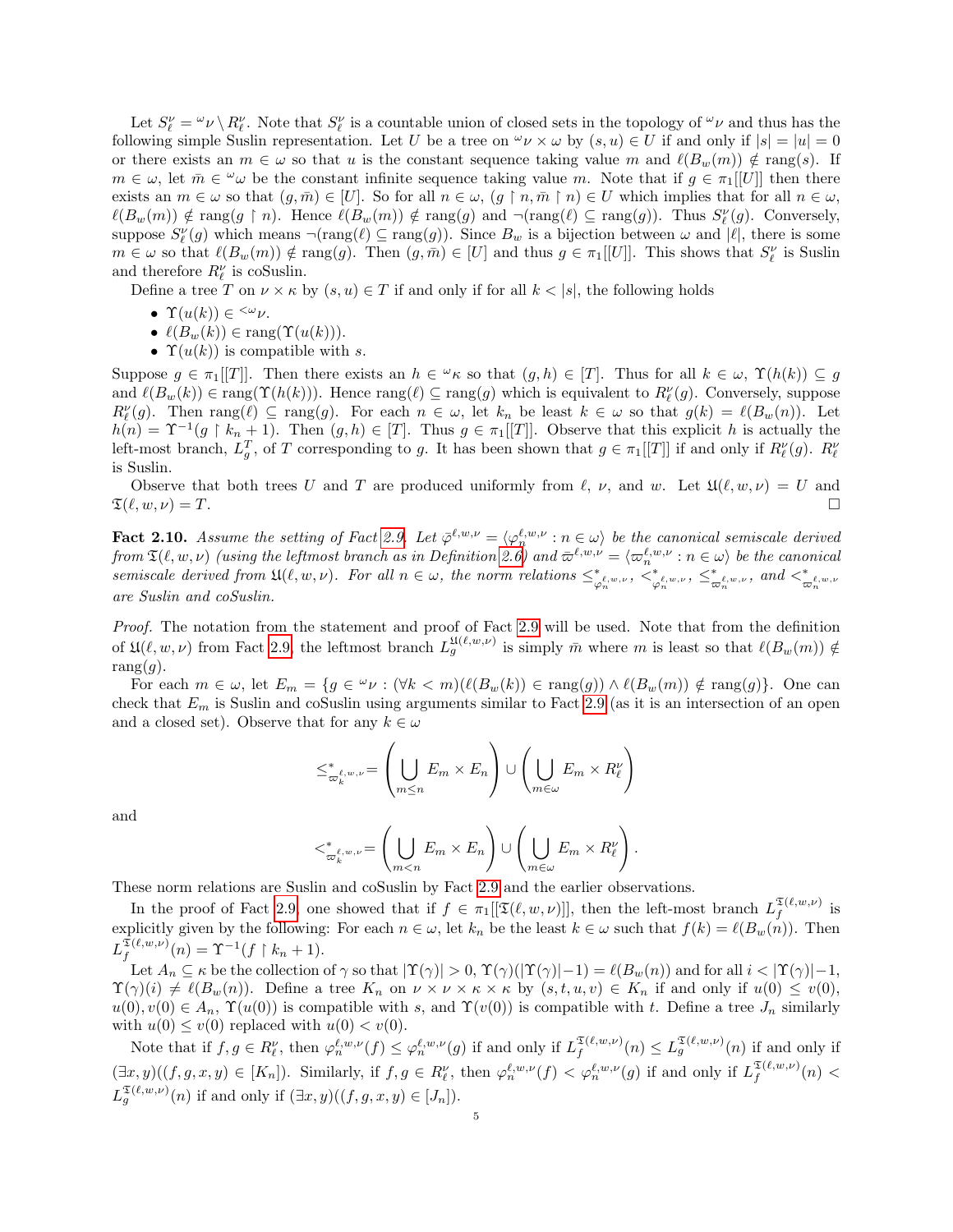Let $S^\nu_\ell = {}^\omega\nu \setminus R^\nu_\ell$. Note that $S^\nu_\ell$ is a countable union of closed sets in the topology of ${}^\omega\nu$ and thus has the following simple Suslin representation. Let $U$ be a tree on ${}^\omega\nu \times \omega$ by $(s,u) \in U$ if and only if $|s| = |u| = 0$ or there exists an $m \in \omega$ so that $u$ is the constant sequence taking value $m$ and $\ell(B_w(m)) \notin \text{rang}(s)$. If $m \in \omega$, let $\bar{m} \in {}^\omega\omega$ be the constant infinite sequence taking value $m$. Note that if $g \in \pi_1[[U]]$ then there exists an $m \in \omega$ so that $(g, \bar{m}) \in [U]$. So for all $n \in \omega$, $(g \restriction n, \bar{m} \restriction n) \in U$ which implies that for all $n \in \omega$, $\ell(B_w(m)) \notin \text{rang}(g \restriction n)$. Hence $\ell(B_w(m)) \notin \text{rang}(g)$ and $\neg(\text{rang}(\ell) \subseteq \text{rang}(g))$. Thus $S^\nu_\ell(g)$. Conversely, suppose $S^\nu_\ell(g)$ which means $\neg(\text{rang}(\ell) \subseteq \text{rang}(g))$. Since $B_w$ is a bijection between $\omega$ and $|\ell|$, there is some $m \in \omega$ so that $\ell(B_w(m)) \notin \text{rang}(g)$. Then $(g, \bar{m}) \in [U]$ and thus $g \in \pi_1[[U]]$. This shows that $S^\nu_\ell$ is Suslin and therefore $R^\nu_\ell$ is coSuslin.

Define a tree $T$ on $\nu \times \kappa$ by $(s,u) \in T$ if and only if for all $k < |s|$, the following holds

- $\Upsilon(u(k)) \in {}^{<\omega}\nu$.
- $\ell(B_w(k)) \in \text{rang}(\Upsilon(u(k)))$.
- $\Upsilon(u(k))$ is compatible with $s$.

Suppose $g \in \pi_1[[T]]$. Then there exists an $h \in {}^\omega\kappa$ so that $(g,h) \in [T]$. Thus for all $k \in \omega$, $\Upsilon(h(k)) \subseteq g$ and $\ell(B_w(k)) \in \text{rang}(\Upsilon(h(k)))$. Hence $\text{rang}(\ell) \subseteq \text{rang}(g)$ which is equivalent to $R^\nu_\ell(g)$. Conversely, suppose $R^\nu_\ell(g)$. Then $\text{rang}(\ell) \subseteq \text{rang}(g)$. For each $n \in \omega$, let $k_n$ be least $k \in \omega$ so that $g(k) = \ell(B_w(n))$. Let $h(n) = \Upsilon^{-1}(g \restriction k_n + 1)$. Then $(g,h) \in [T]$. Thus $g \in \pi_1[[T]]$. Observe that this explicit $h$ is actually the left-most branch, $L^T_g$, of $T$ corresponding to $g$. It has been shown that $g \in \pi_1[[T]]$ if and only if $R^\nu_\ell(g)$. $R^\nu_\ell$ is Suslin.

Observe that both trees $U$ and $T$ are produced uniformly from $\ell$, $\nu$, and $w$. Let $\mathfrak{U}(\ell, w, \nu) = U$ and $\mathfrak{T}(\ell, w, \nu) = T$. $\square$

**Fact 2.10.** *Assume the setting of Fact 2.9. Let $\bar{\varphi}^{\ell,w,\nu} = \langle \varphi^{\ell,w,\nu}_n : n \in \omega\rangle$ be the canonical semiscale derived from $\mathfrak{T}(\ell,w,\nu)$ (using the leftmost branch as in Definition 2.6) and $\bar{\varpi}^{\ell,w,\nu} = \langle \varpi^{\ell,w,\nu}_n : n \in \omega\rangle$ be the canonical semiscale derived from $\mathfrak{U}(\ell,w,\nu)$. For all $n \in \omega$, the norm relations $\leq^*_{\varphi^{\ell,w,\nu}_n}$, $<^*_{\varphi^{\ell,w,\nu}_n}$, $\leq^*_{\varpi^{\ell,w,\nu}_n}$, and $<^*_{\varpi^{\ell,w,\nu}_n}$ are Suslin and coSuslin.*

*Proof.* The notation from the statement and proof of Fact 2.9 will be used. Note that from the definition of $\mathfrak{U}(\ell,w,\nu)$ from Fact 2.9, the leftmost branch $L^{\mathfrak{U}(\ell,w,\nu)}_g$ is simply $\bar{m}$ where $m$ is least so that $\ell(B_w(m)) \notin \text{rang}(g)$.

For each $m \in \omega$, let $E_m = \{g \in {}^\omega\nu : (\forall k < m)(\ell(B_w(k)) \in \text{rang}(g)) \wedge \ell(B_w(m)) \notin \text{rang}(g)\}$. One can check that $E_m$ is Suslin and coSuslin using arguments similar to Fact 2.9 (as it is an intersection of an open and a closed set). Observe that for any $k \in \omega$

$$\leq^*_{\varpi^{\ell,w,\nu}_k} = \left(\bigcup_{m \leq n} E_m \times E_n\right) \cup \left(\bigcup_{m \in \omega} E_m \times R^\nu_\ell\right)$$

and

$$<^*_{\varpi^{\ell,w,\nu}_k} = \left(\bigcup_{m < n} E_m \times E_n\right) \cup \left(\bigcup_{m \in \omega} E_m \times R^\nu_\ell\right).$$

These norm relations are Suslin and coSuslin by Fact 2.9 and the earlier observations.

In the proof of Fact 2.9, one showed that if $f \in \pi_1[[\mathfrak{T}(\ell,w,\nu)]]$, then the left-most branch $L^{\mathfrak{T}(\ell,w,\nu)}_f$ is explicitly given by the following: For each $n \in \omega$, let $k_n$ be the least $k \in \omega$ such that $f(k) = \ell(B_w(n))$. Then $L^{\mathfrak{T}(\ell,w,\nu)}_f(n) = \Upsilon^{-1}(f \restriction k_n + 1)$.

Let $A_n \subseteq \kappa$ be the collection of $\gamma$ so that $|\Upsilon(\gamma)| > 0$, $\Upsilon(\gamma)(|\Upsilon(\gamma)| - 1) = \ell(B_w(n))$ and for all $i < |\Upsilon(\gamma)| - 1$, $\Upsilon(\gamma)(i) \neq \ell(B_w(n))$. Define a tree $K_n$ on $\nu \times \nu \times \kappa \times \kappa$ by $(s,t,u,v) \in K_n$ if and only if $u(0) \leq v(0)$, $u(0), v(0) \in A_n$, $\Upsilon(u(0))$ is compatible with $s$, and $\Upsilon(v(0))$ is compatible with $t$. Define a tree $J_n$ similarly with $u(0) \leq v(0)$ replaced with $u(0) < v(0)$.

Note that if $f, g \in R^\nu_\ell$, then $\varphi^{\ell,w,\nu}_n(f) \leq \varphi^{\ell,w,\nu}_n(g)$ if and only if $L^{\mathfrak{T}(\ell,w,\nu)}_f(n) \leq L^{\mathfrak{T}(\ell,w,\nu)}_g(n)$ if and only if $(\exists x, y)((f,g,x,y) \in [K_n])$. Similarly, if $f, g \in R^\nu_\ell$, then $\varphi^{\ell,w,\nu}_n(f) < \varphi^{\ell,w,\nu}_n(g)$ if and only if $L^{\mathfrak{T}(\ell,w,\nu)}_f(n) < L^{\mathfrak{T}(\ell,w,\nu)}_g(n)$ if and only if $(\exists x, y)((f,g,x,y) \in [J_n])$.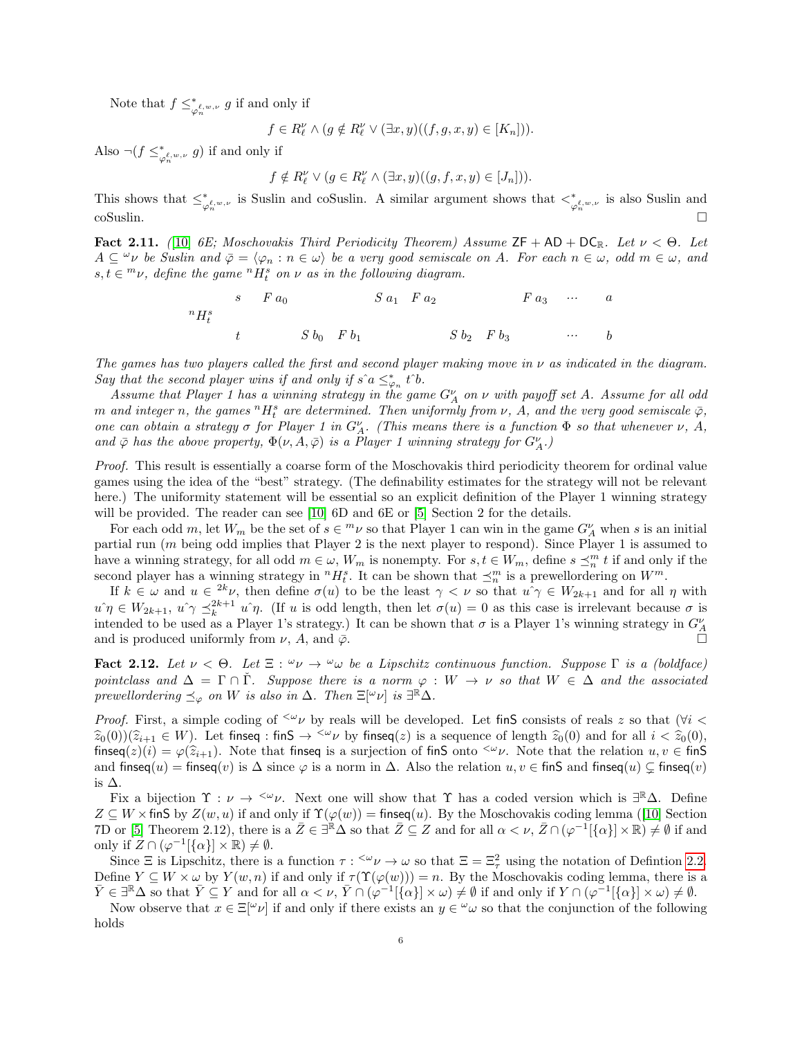Note that $f \leq^*_{\varphi_n^{\ell,w,\nu}} g$ if and only if

$$f \in R_\ell^\nu \wedge (g \notin R_\ell^\nu \vee (\exists x, y)((f, g, x, y) \in [K_n])).$$

Also $\neg(f \leq^*_{\varphi_n^{\ell,w,\nu}} g)$ if and only if

$$f \notin R_\ell^\nu \vee (g \in R_\ell^\nu \wedge (\exists x, y)((g, f, x, y) \in [J_n])).$$

This shows that $\leq^*_{\varphi_n^{\ell,w,\nu}}$ is Suslin and coSuslin. A similar argument shows that $<^*_{\varphi_n^{\ell,w,\nu}}$ is also Suslin and coSuslin. $\square$

**Fact 2.11.** *([10] 6E; Moschovakis Third Periodicity Theorem) Assume $\mathsf{ZF} + \mathsf{AD} + \mathsf{DC}_\mathbb{R}$. Let $\nu < \Theta$. Let $A \subseteq {}^\omega\nu$ be Suslin and $\bar{\varphi} = \langle \varphi_n : n \in \omega \rangle$ be a very good semiscale on $A$. For each $n \in \omega$, odd $m \in \omega$, and $s, t \in {}^m\nu$, define the game ${}^nH_t^s$ on $\nu$ as in the following diagram.*

$$\begin{array}{c|cccccccccc} & s & F\ a_0 & & & S\ a_1 & F\ a_2 & & & F\ a_3 & \cdots & a \\ {}^nH_t^s & & & & & & & & & & & \\ & t & & S\ b_0 & F\ b_1 & & & S\ b_2 & F\ b_3 & & \cdots & b \end{array}$$

*The games has two players called the first and second player making move in $\nu$ as indicated in the diagram. Say that the second player wins if and only if $s\hat{\ }a \leq^*_{\varphi_n} t\hat{\ }b$.*

*Assume that Player 1 has a winning strategy in the game $G_A^\nu$ on $\nu$ with payoff set $A$. Assume for all odd $m$ and integer $n$, the games ${}^nH_t^s$ are determined. Then uniformly from $\nu$, $A$, and the very good semiscale $\bar{\varphi}$, one can obtain a strategy $\sigma$ for Player 1 in $G_A^\nu$. (This means there is a function $\Phi$ so that whenever $\nu$, $A$, and $\bar{\varphi}$ has the above property, $\Phi(\nu, A, \bar{\varphi})$ is a Player 1 winning strategy for $G_A^\nu$.)*

*Proof.* This result is essentially a coarse form of the Moschovakis third periodicity theorem for ordinal value games using the idea of the "best" strategy. (The definability estimates for the strategy will not be relevant here.) The uniformity statement will be essential so an explicit definition of the Player 1 winning strategy will be provided. The reader can see [10] 6D and 6E or [5] Section 2 for the details.

For each odd $m$, let $W_m$ be the set of $s \in {}^m\nu$ so that Player 1 can win in the game $G_A^\nu$ when $s$ is an initial partial run ($m$ being odd implies that Player 2 is the next player to respond). Since Player 1 is assumed to have a winning strategy, for all odd $m \in \omega$, $W_m$ is nonempty. For $s, t \in W_m$, define $s \preceq_n^m t$ if and only if the second player has a winning strategy in ${}^nH_t^s$. It can be shown that $\preceq_n^m$ is a prewellordering on $W^m$.

If $k \in \omega$ and $u \in {}^{2k}\nu$, then define $\sigma(u)$ to be the least $\gamma < \nu$ so that $u\hat{\ }\gamma \in W_{2k+1}$ and for all $\eta$ with $u\hat{\ }\eta \in W_{2k+1}$, $u\hat{\ }\gamma \preceq_k^{2k+1} u\hat{\ }\eta$. (If $u$ is odd length, then let $\sigma(u) = 0$ as this case is irrelevant because $\sigma$ is intended to be used as a Player 1's strategy.) It can be shown that $\sigma$ is a Player 1's winning strategy in $G_A^\nu$ and is produced uniformly from $\nu$, $A$, and $\bar{\varphi}$. $\square$

**Fact 2.12.** *Let $\nu < \Theta$. Let $\Xi : {}^\omega\nu \to {}^\omega\omega$ be a Lipschitz continuous function. Suppose $\Gamma$ is a (boldface) pointclass and $\Delta = \Gamma \cap \check{\Gamma}$. Suppose there is a norm $\varphi : W \to \nu$ so that $W \in \Delta$ and the associated prewellordering $\preceq_\varphi$ on $W$ is also in $\Delta$. Then $\Xi[{}^\omega\nu]$ is $\exists^\mathbb{R}\Delta$.*

*Proof.* First, a simple coding of ${}^{<\omega}\nu$ by reals will be developed. Let $\mathsf{finS}$ consists of reals $z$ so that $(\forall i < \widehat{z}_0(0))(\widehat{z}_{i+1} \in W)$. Let $\mathsf{finseq} : \mathsf{finS} \to {}^{<\omega}\nu$ by $\mathsf{finseq}(z)$ is a sequence of length $\widehat{z}_0(0)$ and for all $i < \widehat{z}_0(0)$, $\mathsf{finseq}(z)(i) = \varphi(\widehat{z}_{i+1})$. Note that $\mathsf{finseq}$ is a surjection of $\mathsf{finS}$ onto ${}^{<\omega}\nu$. Note that the relation $u, v \in \mathsf{finS}$ and $\mathsf{finseq}(u) = \mathsf{finseq}(v)$ is $\Delta$ since $\varphi$ is a norm in $\Delta$. Also the relation $u, v \in \mathsf{finS}$ and $\mathsf{finseq}(u) \subsetneq \mathsf{finseq}(v)$ is $\Delta$.

Fix a bijection $\Upsilon : \nu \to {}^{<\omega}\nu$. Next one will show that $\Upsilon$ has a coded version which is $\exists^\mathbb{R}\Delta$. Define $Z \subseteq W \times \mathsf{finS}$ by $Z(w, u)$ if and only if $\Upsilon(\varphi(w)) = \mathsf{finseq}(u)$. By the Moschovakis coding lemma ([10] Section 7D or [5] Theorem 2.12), there is a $\bar{Z} \in \exists^\mathbb{R}\Delta$ so that $\bar{Z} \subseteq Z$ and for all $\alpha < \nu$, $\bar{Z} \cap (\varphi^{-1}[\{\alpha\}] \times \mathbb{R}) \neq \emptyset$ if and only if $Z \cap (\varphi^{-1}[\{\alpha\}] \times \mathbb{R}) \neq \emptyset$.

Since $\Xi$ is Lipschitz, there is a function $\tau : {}^{<\omega}\nu \to \omega$ so that $\Xi = \Xi_\tau^2$ using the notation of Defintion 2.2. Define $Y \subseteq W \times \omega$ by $Y(w, n)$ if and only if $\tau(\Upsilon(\varphi(w))) = n$. By the Moschovakis coding lemma, there is a $\bar{Y} \in \exists^\mathbb{R}\Delta$ so that $\bar{Y} \subseteq Y$ and for all $\alpha < \nu$, $\bar{Y} \cap (\varphi^{-1}[\{\alpha\}] \times \omega) \neq \emptyset$ if and only if $Y \cap (\varphi^{-1}[\{\alpha\}] \times \omega) \neq \emptyset$.

Now observe that $x \in \Xi[{}^\omega\nu]$ if and only if there exists an $y \in {}^\omega\omega$ so that the conjunction of the following holds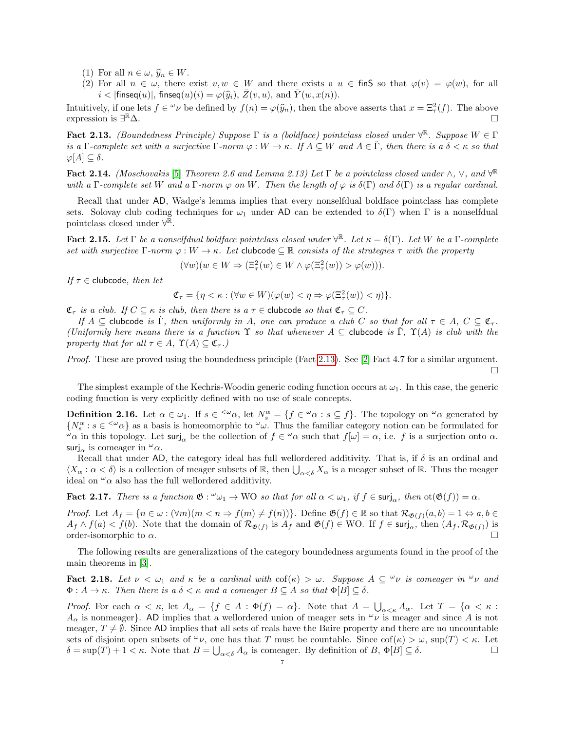(1) For all $n \in \omega$, $\widehat{y}_n \in W$.
(2) For all $n \in \omega$, there exist $v, w \in W$ and there exists a $u \in \mathsf{finS}$ so that $\varphi(v) = \varphi(w)$, for all $i < |\mathsf{finseq}(u)|$, $\mathsf{finseq}(u)(i) = \varphi(\widehat{y}_i)$, $\bar{Z}(v,u)$, and $\bar{Y}(w, x(n))$.

Intuitively, if one lets $f \in {}^\omega\nu$ be defined by $f(n) = \varphi(\widehat{y}_n)$, then the above asserts that $x = \Xi^2_\tau(f)$. The above expression is $\exists^{\mathbb{R}}\Delta$. $\square$

**Fact 2.13.** *(Boundedness Principle) Suppose $\Gamma$ is a (boldface) pointclass closed under $\forall^{\mathbb{R}}$. Suppose $W \in \Gamma$ is a $\Gamma$-complete set with a surjective $\Gamma$-norm $\varphi : W \to \kappa$. If $A \subseteq W$ and $A \in \check{\Gamma}$, then there is a $\delta < \kappa$ so that $\varphi[A] \subseteq \delta$.*

**Fact 2.14.** *(Moschovakis [5] Theorem 2.6 and Lemma 2.13) Let $\Gamma$ be a pointclass closed under $\wedge$, $\vee$, and $\forall^{\mathbb{R}}$ with a $\Gamma$-complete set $W$ and a $\Gamma$-norm $\varphi$ on $W$. Then the length of $\varphi$ is $\delta(\Gamma)$ and $\delta(\Gamma)$ is a regular cardinal.*

Recall that under $\mathsf{AD}$, Wadge's lemma implies that every nonselfdual boldface pointclass has complete sets. Solovay club coding techniques for $\omega_1$ under $\mathsf{AD}$ can be extended to $\delta(\Gamma)$ when $\Gamma$ is a nonselfdual pointclass closed under $\forall^{\mathbb{R}}$.

**Fact 2.15.** *Let $\Gamma$ be a nonselfdual boldface pointclass closed under $\forall^{\mathbb{R}}$. Let $\kappa = \delta(\Gamma)$. Let $W$ be a $\Gamma$-complete set with surjective $\Gamma$-norm $\varphi : W \to \kappa$. Let $\mathsf{clubcode} \subseteq \mathbb{R}$ consists of the strategies $\tau$ with the property*

$$(\forall w)(w \in W \Rightarrow (\Xi^2_\tau(w) \in W \wedge \varphi(\Xi^2_\tau(w)) > \varphi(w))).$$

*If $\tau \in \mathsf{clubcode}$, then let*

$$\mathfrak{C}_\tau = \{\eta < \kappa : (\forall w \in W)(\varphi(w) < \eta \Rightarrow \varphi(\Xi^2_\tau(w)) < \eta)\}.$$

*$\mathfrak{C}_\tau$ is a club. If $C \subseteq \kappa$ is club, then there is a $\tau \in \mathsf{clubcode}$ so that $\mathfrak{C}_\tau \subseteq C$.*

*If $A \subseteq \mathsf{clubcode}$ is $\check{\Gamma}$, then uniformly in $A$, one can produce a club $C$ so that for all $\tau \in A$, $C \subseteq \mathfrak{C}_\tau$. (Uniformly here means there is a function $\Upsilon$ so that whenever $A \subseteq \mathsf{clubcode}$ is $\check{\Gamma}$, $\Upsilon(A)$ is club with the property that for all $\tau \in A$, $\Upsilon(A) \subseteq \mathfrak{C}_\tau$.)*

*Proof.* These are proved using the boundedness principle (Fact 2.13). See [2] Fact 4.7 for a similar argument. $\square$

The simplest example of the Kechris-Woodin generic coding function occurs at $\omega_1$. In this case, the generic coding function is very explicitly defined with no use of scale concepts.

**Definition 2.16.** Let $\alpha \in \omega_1$. If $s \in {}^{<\omega}\alpha$, let $N^\alpha_s = \{f \in {}^\omega\alpha : s \subseteq f\}$. The topology on ${}^\omega\alpha$ generated by $\{N^\alpha_s : s \in {}^{<\omega}\alpha\}$ as a basis is homeomorphic to ${}^\omega\omega$. Thus the familiar category notion can be formulated for ${}^\omega\alpha$ in this topology. Let $\mathsf{surj}_\alpha$ be the collection of $f \in {}^\omega\alpha$ such that $f[\omega] = \alpha$, i.e. $f$ is a surjection onto $\alpha$. $\mathsf{surj}_\alpha$ is comeager in ${}^\omega\alpha$.

Recall that under $\mathsf{AD}$, the category ideal has full wellordered additivity. That is, if $\delta$ is an ordinal and $\langle X_\alpha : \alpha < \delta\rangle$ is a collection of meager subsets of $\mathbb{R}$, then $\bigcup_{\alpha<\delta} X_\alpha$ is a meager subset of $\mathbb{R}$. Thus the meager ideal on ${}^\omega\alpha$ also has the full wellordered additivity.

**Fact 2.17.** *There is a function $\mathfrak{G} : {}^\omega\omega_1 \to \mathrm{WO}$ so that for all $\alpha < \omega_1$, if $f \in \mathsf{surj}_\alpha$, then $\mathrm{ot}(\mathfrak{G}(f)) = \alpha$.*

*Proof.* Let $A_f = \{n \in \omega : (\forall m)(m < n \Rightarrow f(m) \neq f(n))\}$. Define $\mathfrak{G}(f) \in \mathbb{R}$ so that $\mathcal{R}_{\mathfrak{G}(f)}(a,b) = 1 \Leftrightarrow a, b \in A_f \wedge f(a) < f(b)$. Note that the domain of $\mathcal{R}_{\mathfrak{G}(f)}$ is $A_f$ and $\mathfrak{G}(f) \in \mathrm{WO}$. If $f \in \mathsf{surj}_\alpha$, then $(A_f, \mathcal{R}_{\mathfrak{G}(f)})$ is order-isomorphic to $\alpha$. $\square$

The following results are generalizations of the category boundedness arguments found in the proof of the main theorems in [3].

**Fact 2.18.** *Let $\nu < \omega_1$ and $\kappa$ be a cardinal with $\mathrm{cof}(\kappa) > \omega$. Suppose $A \subseteq {}^\omega\nu$ is comeager in ${}^\omega\nu$ and $\Phi : A \to \kappa$. Then there is a $\delta < \kappa$ and a comeager $B \subseteq A$ so that $\Phi[B] \subseteq \delta$.*

*Proof.* For each $\alpha < \kappa$, let $A_\alpha = \{f \in A : \Phi(f) = \alpha\}$. Note that $A = \bigcup_{\alpha<\kappa} A_\alpha$. Let $T = \{\alpha < \kappa : A_\alpha$ is nonmeager$\}$. $\mathsf{AD}$ implies that a wellordered union of meager sets in ${}^\omega\nu$ is meager and since $A$ is not meager, $T \neq \emptyset$. Since $\mathsf{AD}$ implies that all sets of reals have the Baire property and there are no uncountable sets of disjoint open subsets of ${}^\omega\nu$, one has that $T$ must be countable. Since $\mathrm{cof}(\kappa) > \omega$, $\sup(T) < \kappa$. Let $\delta = \sup(T) + 1 < \kappa$. Note that $B = \bigcup_{\alpha<\delta} A_\alpha$ is comeager. By definition of $B$, $\Phi[B] \subseteq \delta$. $\square$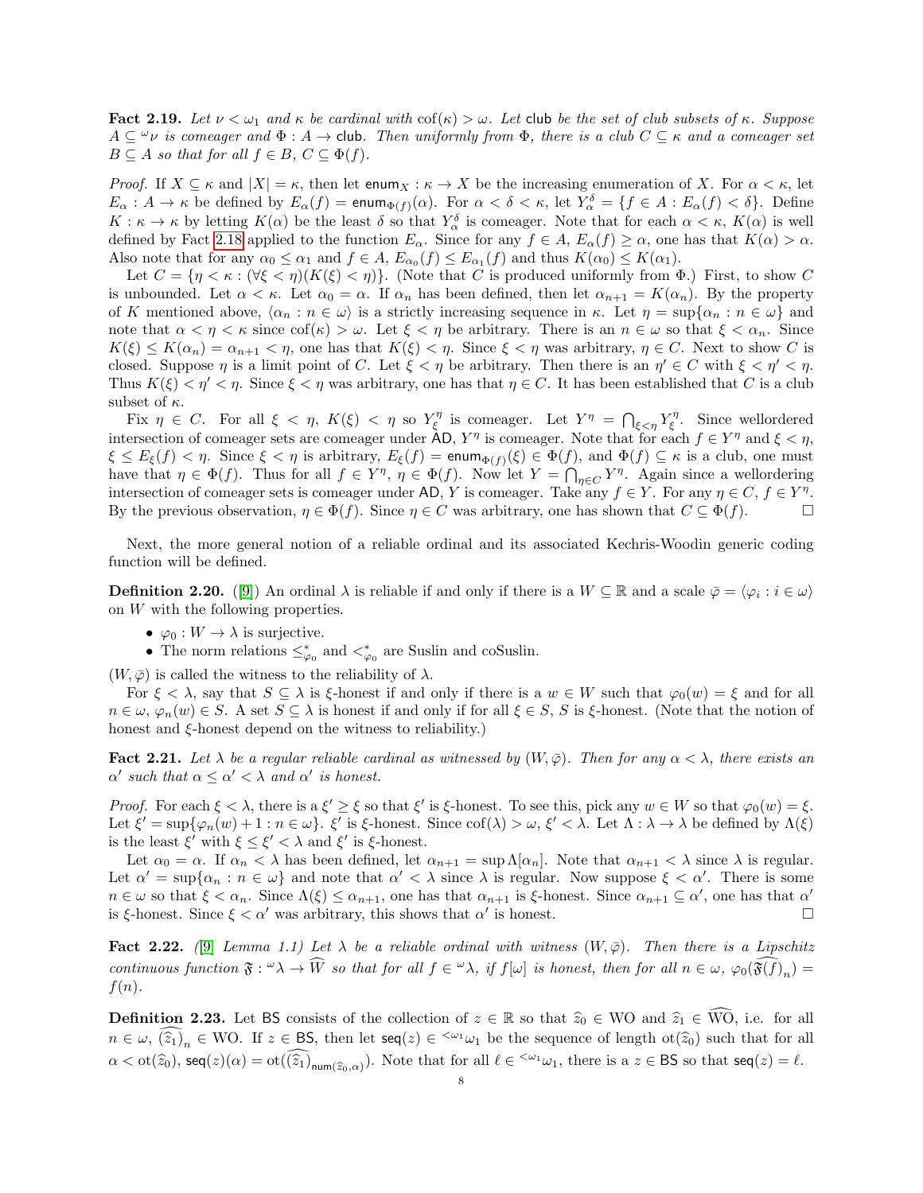**Fact 2.19.** *Let $\nu < \omega_1$ and $\kappa$ be cardinal with $\text{cof}(\kappa) > \omega$. Let* $\mathsf{club}$ *be the set of club subsets of $\kappa$. Suppose $A \subseteq {}^\omega\nu$ is comeager and $\Phi : A \to \mathsf{club}$. Then uniformly from $\Phi$, there is a club $C \subseteq \kappa$ and a comeager set $B \subseteq A$ so that for all $f \in B$, $C \subseteq \Phi(f)$.*

*Proof.* If $X \subseteq \kappa$ and $|X| = \kappa$, then let $\mathsf{enum}_X : \kappa \to X$ be the increasing enumeration of $X$. For $\alpha < \kappa$, let $E_\alpha : A \to \kappa$ be defined by $E_\alpha(f) = \mathsf{enum}_{\Phi(f)}(\alpha)$. For $\alpha < \delta < \kappa$, let $Y^\delta_\alpha = \{f \in A : E_\alpha(f) < \delta\}$. Define $K : \kappa \to \kappa$ by letting $K(\alpha)$ be the least $\delta$ so that $Y^\delta_\alpha$ is comeager. Note that for each $\alpha < \kappa$, $K(\alpha)$ is well defined by Fact 2.18 applied to the function $E_\alpha$. Since for any $f \in A$, $E_\alpha(f) \geq \alpha$, one has that $K(\alpha) > \alpha$. Also note that for any $\alpha_0 \leq \alpha_1$ and $f \in A$, $E_{\alpha_0}(f) \leq E_{\alpha_1}(f)$ and thus $K(\alpha_0) \leq K(\alpha_1)$.

Let $C = \{\eta < \kappa : (\forall \xi < \eta)(K(\xi) < \eta)\}$. (Note that $C$ is produced uniformly from $\Phi$.) First, to show $C$ is unbounded. Let $\alpha < \kappa$. Let $\alpha_0 = \alpha$. If $\alpha_n$ has been defined, then let $\alpha_{n+1} = K(\alpha_n)$. By the property of $K$ mentioned above, $\langle \alpha_n : n \in \omega\rangle$ is a strictly increasing sequence in $\kappa$. Let $\eta = \sup\{\alpha_n : n \in \omega\}$ and note that $\alpha < \eta < \kappa$ since $\text{cof}(\kappa) > \omega$. Let $\xi < \eta$ be arbitrary. There is an $n \in \omega$ so that $\xi < \alpha_n$. Since $K(\xi) \leq K(\alpha_n) = \alpha_{n+1} < \eta$, one has that $K(\xi) < \eta$. Since $\xi < \eta$ was arbitrary, $\eta \in C$. Next to show $C$ is closed. Suppose $\eta$ is a limit point of $C$. Let $\xi < \eta$ be arbitrary. Then there is an $\eta' \in C$ with $\xi < \eta' < \eta$. Thus $K(\xi) < \eta' < \eta$. Since $\xi < \eta$ was arbitrary, one has that $\eta \in C$. It has been established that $C$ is a club subset of $\kappa$.

Fix $\eta \in C$. For all $\xi < \eta$, $K(\xi) < \eta$ so $Y^\eta_\xi$ is comeager. Let $Y^\eta = \bigcap_{\xi < \eta} Y^\eta_\xi$. Since wellordered intersection of comeager sets are comeager under $\mathsf{AD}$, $Y^\eta$ is comeager. Note that for each $f \in Y^\eta$ and $\xi < \eta$, $\xi \leq E_\xi(f) < \eta$. Since $\xi < \eta$ is arbitrary, $E_\xi(f) = \mathsf{enum}_{\Phi(f)}(\xi) \in \Phi(f)$, and $\Phi(f) \subseteq \kappa$ is a club, one must have that $\eta \in \Phi(f)$. Thus for all $f \in Y^\eta$, $\eta \in \Phi(f)$. Now let $Y = \bigcap_{\eta \in C} Y^\eta$. Again since a wellordering intersection of comeager sets is comeager under $\mathsf{AD}$, $Y$ is comeager. Take any $f \in Y$. For any $\eta \in C$, $f \in Y^\eta$. By the previous observation, $\eta \in \Phi(f)$. Since $\eta \in C$ was arbitrary, one has shown that $C \subseteq \Phi(f)$. $\square$

Next, the more general notion of a reliable ordinal and its associated Kechris-Woodin generic coding function will be defined.

**Definition 2.20.** ([9]) An ordinal $\lambda$ is reliable if and only if there is a $W \subseteq \mathbb{R}$ and a scale $\bar{\varphi} = \langle \varphi_i : i \in \omega\rangle$ on $W$ with the following properties.

- $\varphi_0 : W \to \lambda$ is surjective.
- The norm relations $\leq^*_{\varphi_0}$ and $<^*_{\varphi_0}$ are Suslin and coSuslin.

$(W, \bar{\varphi})$ is called the witness to the reliability of $\lambda$.

For $\xi < \lambda$, say that $S \subseteq \lambda$ is $\xi$-honest if and only if there is a $w \in W$ such that $\varphi_0(w) = \xi$ and for all $n \in \omega$, $\varphi_n(w) \in S$. A set $S \subseteq \lambda$ is honest if and only if for all $\xi \in S$, $S$ is $\xi$-honest. (Note that the notion of honest and $\xi$-honest depend on the witness to reliability.)

**Fact 2.21.** *Let $\lambda$ be a regular reliable cardinal as witnessed by $(W, \bar{\varphi})$. Then for any $\alpha < \lambda$, there exists an $\alpha'$ such that $\alpha \leq \alpha' < \lambda$ and $\alpha'$ is honest.*

*Proof.* For each $\xi < \lambda$, there is a $\xi' \geq \xi$ so that $\xi'$ is $\xi$-honest. To see this, pick any $w \in W$ so that $\varphi_0(w) = \xi$. Let $\xi' = \sup\{\varphi_n(w) + 1 : n \in \omega\}$. $\xi'$ is $\xi$-honest. Since $\text{cof}(\lambda) > \omega$, $\xi' < \lambda$. Let $\Lambda : \lambda \to \lambda$ be defined by $\Lambda(\xi)$ is the least $\xi'$ with $\xi \leq \xi' < \lambda$ and $\xi'$ is $\xi$-honest.

Let $\alpha_0 = \alpha$. If $\alpha_n < \lambda$ has been defined, let $\alpha_{n+1} = \sup \Lambda[\alpha_n]$. Note that $\alpha_{n+1} < \lambda$ since $\lambda$ is regular. Let $\alpha' = \sup\{\alpha_n : n \in \omega\}$ and note that $\alpha' < \lambda$ since $\lambda$ is regular. Now suppose $\xi < \alpha'$. There is some $n \in \omega$ so that $\xi < \alpha_n$. Since $\Lambda(\xi) \leq \alpha_{n+1}$, one has that $\alpha_{n+1}$ is $\xi$-honest. Since $\alpha_{n+1} \subseteq \alpha'$, one has that $\alpha'$ is $\xi$-honest. Since $\xi < \alpha'$ was arbitrary, this shows that $\alpha'$ is honest. $\square$

**Fact 2.22.** *([9] Lemma 1.1) Let $\lambda$ be a reliable ordinal with witness $(W, \bar{\varphi})$. Then there is a Lipschitz continuous function $\mathfrak{F} : {}^\omega\lambda \to \widehat{W}$ so that for all $f \in {}^\omega\lambda$, if $f[\omega]$ is honest, then for all $n \in \omega$, $\varphi_0(\widehat{\mathfrak{F}(f)}_n) = f(n)$.*

**Definition 2.23.** Let $\mathsf{BS}$ consists of the collection of $z \in \mathbb{R}$ so that $\widehat{z}_0 \in \mathrm{WO}$ and $\widehat{z}_1 \in \widehat{\mathrm{WO}}$, i.e. for all $n \in \omega$, $\widehat{(\widehat{z}_1)}_n \in \mathrm{WO}$. If $z \in \mathsf{BS}$, then let $\mathsf{seq}(z) \in {}^{<\omega_1}\omega_1$ be the sequence of length $\text{ot}(\widehat{z}_0)$ such that for all $\alpha < \text{ot}(\widehat{z}_0)$, $\mathsf{seq}(z)(\alpha) = \text{ot}(\widehat{(\widehat{z}_1)}_{\mathsf{num}(\widehat{z}_0, \alpha)})$. Note that for all $\ell \in {}^{<\omega_1}\omega_1$, there is a $z \in \mathsf{BS}$ so that $\mathsf{seq}(z) = \ell$.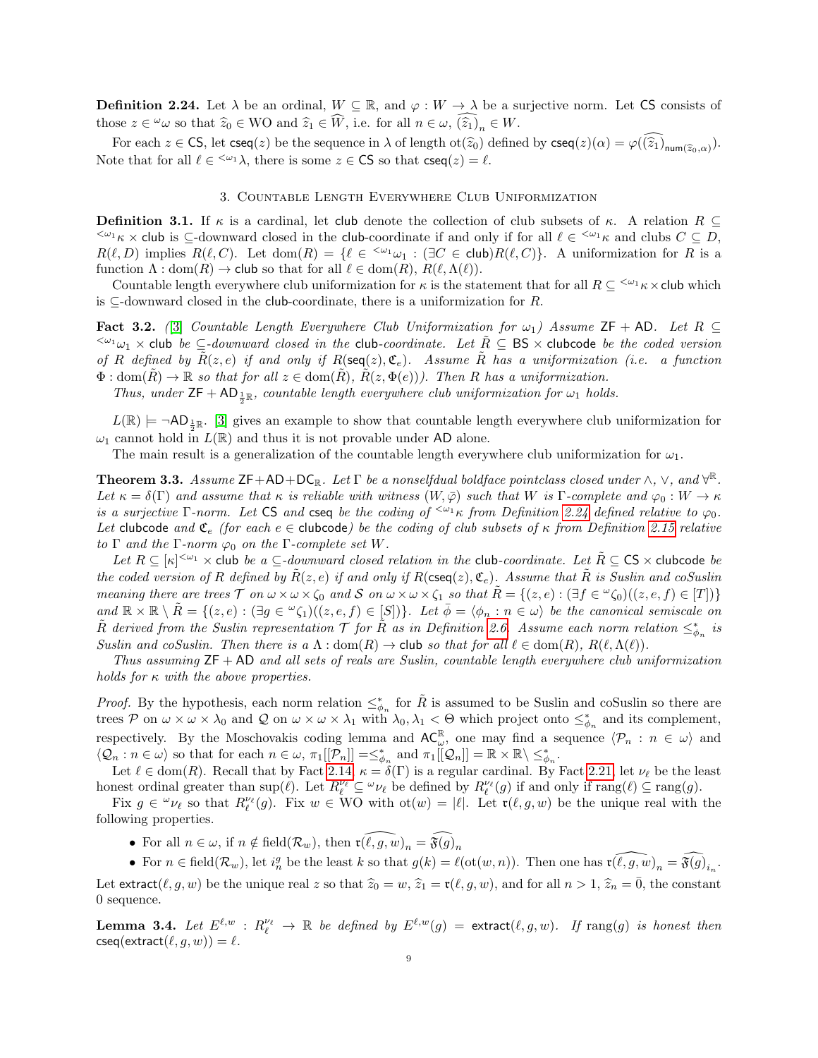**Definition 2.24.** Let $\lambda$ be an ordinal, $W \subseteq \mathbb{R}$, and $\varphi : W \to \lambda$ be a surjective norm. Let $\mathsf{CS}$ consists of those $z \in {}^\omega\omega$ so that $\widehat{z}_0 \in \mathrm{WO}$ and $\widehat{z}_1 \in \widehat{W}$, i.e. for all $n \in \omega$, $\widehat{(\widehat{z}_1)}_n \in W$.

For each $z \in \mathsf{CS}$, let $\mathsf{cseq}(z)$ be the sequence in $\lambda$ of length $\mathrm{ot}(\widehat{z}_0)$ defined by $\mathsf{cseq}(z)(\alpha) = \varphi(\widehat{(\widehat{z}_1)}_{\mathsf{num}(\widehat{z}_0,\alpha)})$. Note that for all $\ell \in {}^{<\omega_1}\lambda$, there is some $z \in \mathsf{CS}$ so that $\mathsf{cseq}(z) = \ell$.

## 3. Countable Length Everywhere Club Uniformization

**Definition 3.1.** If $\kappa$ is a cardinal, let $\mathsf{club}$ denote the collection of club subsets of $\kappa$. A relation $R \subseteq {}^{<\omega_1}\kappa \times \mathsf{club}$ is $\subseteq$-downward closed in the $\mathsf{club}$-coordinate if and only if for all $\ell \in {}^{<\omega_1}\kappa$ and clubs $C \subseteq D$, $R(\ell, D)$ implies $R(\ell, C)$. Let $\mathrm{dom}(R) = \{\ell \in {}^{<\omega_1}\omega_1 : (\exists C \in \mathsf{club})R(\ell, C)\}$. A uniformization for $R$ is a function $\Lambda : \mathrm{dom}(R) \to \mathsf{club}$ so that for all $\ell \in \mathrm{dom}(R)$, $R(\ell, \Lambda(\ell))$.

Countable length everywhere club uniformization for $\kappa$ is the statement that for all $R \subseteq {}^{<\omega_1}\kappa \times \mathsf{club}$ which is $\subseteq$-downward closed in the $\mathsf{club}$-coordinate, there is a uniformization for $R$.

**Fact 3.2.** *([3] Countable Length Everywhere Club Uniformization for $\omega_1$) Assume $\mathsf{ZF} + \mathsf{AD}$. Let $R \subseteq {}^{<\omega_1}\omega_1 \times \mathsf{club}$ be $\subseteq$-downward closed in the $\mathsf{club}$-coordinate. Let $\tilde{R} \subseteq \mathsf{BS} \times \mathsf{clubcode}$ be the coded version of $R$ defined by $\tilde{R}(z, e)$ if and only if $R(\mathsf{seq}(z), \mathfrak{C}_e)$. Assume $\tilde{R}$ has a uniformization (i.e. a function $\Phi : \mathrm{dom}(\tilde{R}) \to \mathbb{R}$ so that for all $z \in \mathrm{dom}(\tilde{R})$, $\tilde{R}(z, \Phi(e))$). Then $R$ has a uniformization.*

*Thus, under $\mathsf{ZF} + \mathsf{AD}_{\frac{1}{2}\mathbb{R}}$, countable length everywhere club uniformization for $\omega_1$ holds.*

$L(\mathbb{R}) \models \neg\mathsf{AD}_{\frac{1}{2}\mathbb{R}}$. [3] gives an example to show that countable length everywhere club uniformization for $\omega_1$ cannot hold in $L(\mathbb{R})$ and thus it is not provable under $\mathsf{AD}$ alone.

The main result is a generalization of the countable length everywhere club uniformization for $\omega_1$.

**Theorem 3.3.** *Assume $\mathsf{ZF}+\mathsf{AD}+\mathsf{DC}_{\mathbb{R}}$. Let $\Gamma$ be a nonselfdual boldface pointclass closed under $\wedge$, $\vee$, and $\forall^{\mathbb{R}}$. Let $\kappa = \delta(\Gamma)$ and assume that $\kappa$ is reliable with witness $(W, \bar{\varphi})$ such that $W$ is $\Gamma$-complete and $\varphi_0 : W \to \kappa$ is a surjective $\Gamma$-norm. Let $\mathsf{CS}$ and $\mathsf{cseq}$ be the coding of ${}^{<\omega_1}\kappa$ from Definition 2.24 defined relative to $\varphi_0$. Let $\mathsf{clubcode}$ and $\mathfrak{C}_e$ (for each $e \in \mathsf{clubcode}$) be the coding of club subsets of $\kappa$ from Definition 2.15 relative to $\Gamma$ and the $\Gamma$-norm $\varphi_0$ on the $\Gamma$-complete set $W$.*

*Let $R \subseteq [\kappa]^{<\omega_1} \times \mathsf{club}$ be a $\subseteq$-downward closed relation in the $\mathsf{club}$-coordinate. Let $\tilde{R} \subseteq \mathsf{CS} \times \mathsf{clubcode}$ be the coded version of $R$ defined by $\tilde{R}(z, e)$ if and only if $R(\mathsf{cseq}(z), \mathfrak{C}_e)$. Assume that $\tilde{R}$ is Suslin and coSuslin meaning there are trees $\mathcal{T}$ on $\omega \times \omega \times \zeta_0$ and $\mathcal{S}$ on $\omega \times \omega \times \zeta_1$ so that $\tilde{R} = \{(z, e) : (\exists f \in {}^\omega\zeta_0)((z, e, f) \in [T])\}$ and $\mathbb{R} \times \mathbb{R} \setminus \tilde{R} = \{(z, e) : (\exists g \in {}^\omega\zeta_1)((z, e, f) \in [S])\}$. Let $\bar{\phi} = \langle \phi_n : n \in \omega \rangle$ be the canonical semiscale on $\tilde{R}$ derived from the Suslin representation $\mathcal{T}$ for $\tilde{R}$ as in Definition 2.6. Assume each norm relation $\leq^*_{\phi_n}$ is Suslin and coSuslin. Then there is a $\Lambda : \mathrm{dom}(R) \to \mathsf{club}$ so that for all $\ell \in \mathrm{dom}(R)$, $R(\ell, \Lambda(\ell))$.*

*Thus assuming $\mathsf{ZF} + \mathsf{AD}$ and all sets of reals are Suslin, countable length everywhere club uniformization holds for $\kappa$ with the above properties.*

*Proof.* By the hypothesis, each norm relation $\leq^*_{\phi_n}$ for $\tilde{R}$ is assumed to be Suslin and coSuslin so there are trees $\mathcal{P}$ on $\omega \times \omega \times \lambda_0$ and $\mathcal{Q}$ on $\omega \times \omega \times \lambda_1$ with $\lambda_0, \lambda_1 < \Theta$ which project onto $\leq^*_{\phi_n}$ and its complement, respectively. By the Moschovakis coding lemma and $\mathsf{AC}^{\mathbb{R}}_\omega$, one may find a sequence $\langle \mathcal{P}_n : n \in \omega \rangle$ and $\langle \mathcal{Q}_n : n \in \omega \rangle$ so that for each $n \in \omega$, $\pi_1[[\mathcal{P}_n]] = \leq^*_{\phi_n}$ and $\pi_1[[\mathcal{Q}_n]] = \mathbb{R} \times \mathbb{R} \setminus \leq^*_{\phi_n}$.

Let $\ell \in \mathrm{dom}(R)$. Recall that by Fact 2.14, $\kappa = \delta(\Gamma)$ is a regular cardinal. By Fact 2.21, let $\nu_\ell$ be the least honest ordinal greater than $\sup(\ell)$. Let $R^{\nu_\ell}_\ell \subseteq {}^\omega\nu_\ell$ be defined by $R^{\nu_\ell}_\ell(g)$ if and only if $\mathrm{rang}(\ell) \subseteq \mathrm{rang}(g)$.

Fix $g \in {}^\omega\nu_\ell$ so that $R^{\nu_\ell}_\ell(g)$. Fix $w \in \mathrm{WO}$ with $\mathrm{ot}(w) = |\ell|$. Let $\mathfrak{r}(\ell, g, w)$ be the unique real with the following properties.

- For all $n \in \omega$, if $n \notin \mathrm{field}(\mathcal{R}_w)$, then $\widehat{\mathfrak{r}(\ell, g, w)}_n = \widehat{\mathfrak{F}(g)}_n$
- For $n \in \mathrm{field}(\mathcal{R}_w)$, let $i^g_n$ be the least $k$ so that $g(k) = \ell(\mathrm{ot}(w, n))$. Then one has $\widehat{\mathfrak{r}(\ell, g, w)}_n = \widehat{\mathfrak{F}(g)}_{i_n}$.

Let $\mathsf{extract}(\ell, g, w)$ be the unique real $z$ so that $\widehat{z}_0 = w$, $\widehat{z}_1 = \mathfrak{r}(\ell, g, w)$, and for all $n > 1$, $\widehat{z}_n = \bar{0}$, the constant 0 sequence.

**Lemma 3.4.** *Let $E^{\ell,w} : R^{\nu_\ell}_\ell \to \mathbb{R}$ be defined by $E^{\ell,w}(g) = \mathsf{extract}(\ell, g, w)$. If $\mathrm{rang}(g)$ is honest then $\mathsf{cseq}(\mathsf{extract}(\ell, g, w)) = \ell$.*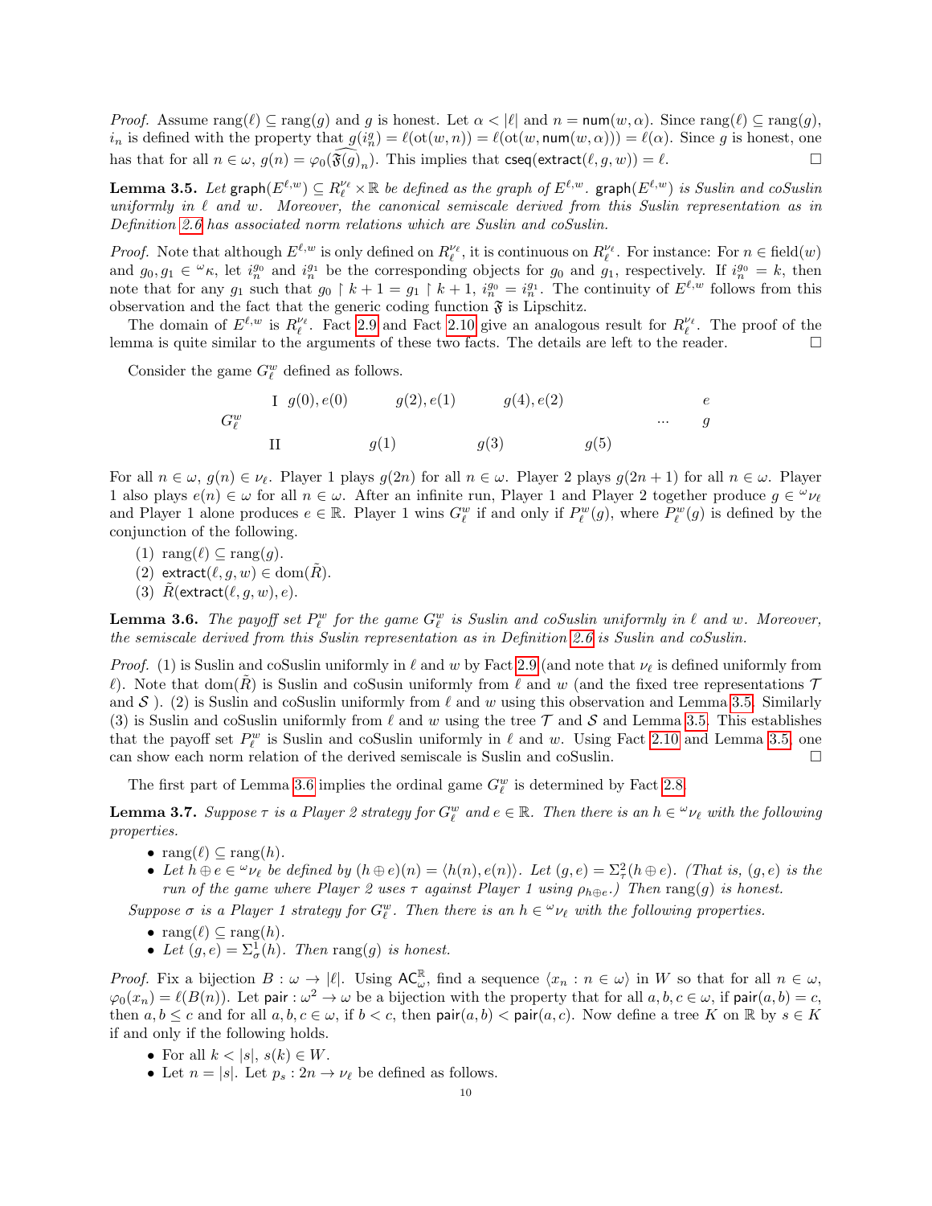*Proof.* Assume $\text{rang}(\ell) \subseteq \text{rang}(g)$ and $g$ is honest. Let $\alpha < |\ell|$ and $n = \mathsf{num}(w, \alpha)$. Since $\text{rang}(\ell) \subseteq \text{rang}(g)$, $i_n$ is defined with the property that $g(i_n^g) = \ell(\text{ot}(w, n)) = \ell(\text{ot}(w, \mathsf{num}(w, \alpha))) = \ell(\alpha)$. Since $g$ is honest, one has that for all $n \in \omega$, $g(n) = \varphi_0(\widehat{(\mathfrak{F}(g)}_n)$. This implies that $\mathsf{cseq}(\mathsf{extract}(\ell, g, w)) = \ell$. $\square$

**Lemma 3.5.** *Let $\mathsf{graph}(E^{\ell,w}) \subseteq R_\ell^{\nu_\ell} \times \mathbb{R}$ be defined as the graph of $E^{\ell,w}$. $\mathsf{graph}(E^{\ell,w})$ is Suslin and coSuslin uniformly in $\ell$ and $w$. Moreover, the canonical semiscale derived from this Suslin representation as in Definition 2.6 has associated norm relations which are Suslin and coSuslin.*

*Proof.* Note that although $E^{\ell,w}$ is only defined on $R_\ell^{\nu_\ell}$, it is continuous on $R_\ell^{\nu_\ell}$. For instance: For $n \in \text{field}(w)$ and $g_0, g_1 \in {}^\omega\kappa$, let $i_n^{g_0}$ and $i_n^{g_1}$ be the corresponding objects for $g_0$ and $g_1$, respectively. If $i_n^{g_0} = k$, then note that for any $g_1$ such that $g_0 \upharpoonright k+1 = g_1 \upharpoonright k+1$, $i_n^{g_0} = i_n^{g_1}$. The continuity of $E^{\ell,w}$ follows from this observation and the fact that the generic coding function $\mathfrak{F}$ is Lipschitz.

The domain of $E^{\ell,w}$ is $R_\ell^{\nu_\ell}$. Fact 2.9 and Fact 2.10 give an analogous result for $R_\ell^{\nu_\ell}$. The proof of the lemma is quite similar to the arguments of these two facts. The details are left to the reader. $\square$

Consider the game $G_\ell^w$ defined as follows.

$$
G_\ell^w \quad
\begin{array}{lcccccccc}
\text{I} & g(0), e(0) & & g(2), e(1) & & g(4), e(2) & & & e \\
 & & & & & & & \cdots & g \\
\text{II} & & g(1) & & g(3) & & g(5) & &
\end{array}
$$

For all $n \in \omega$, $g(n) \in \nu_\ell$. Player 1 plays $g(2n)$ for all $n \in \omega$. Player 2 plays $g(2n+1)$ for all $n \in \omega$. Player 1 also plays $e(n) \in \omega$ for all $n \in \omega$. After an infinite run, Player 1 and Player 2 together produce $g \in {}^\omega\nu_\ell$ and Player 1 alone produces $e \in \mathbb{R}$. Player 1 wins $G_\ell^w$ if and only if $P_\ell^w(g)$, where $P_\ell^w(g)$ is defined by the conjunction of the following.

(1) $\text{rang}(\ell) \subseteq \text{rang}(g)$.
(2) $\mathsf{extract}(\ell, g, w) \in \text{dom}(\tilde{R})$.
(3) $\tilde{R}(\mathsf{extract}(\ell, g, w), e)$.

**Lemma 3.6.** *The payoff set $P_\ell^w$ for the game $G_\ell^w$ is Suslin and coSuslin uniformly in $\ell$ and $w$. Moreover, the semiscale derived from this Suslin representation as in Definition 2.6 is Suslin and coSuslin.*

*Proof.* (1) is Suslin and coSuslin uniformly in $\ell$ and $w$ by Fact 2.9 (and note that $\nu_\ell$ is defined uniformly from $\ell$). Note that $\text{dom}(\tilde{R})$ is Suslin and coSusin uniformly from $\ell$ and $w$ (and the fixed tree representations $\mathcal{T}$ and $\mathcal{S}$ ). (2) is Suslin and coSuslin uniformly from $\ell$ and $w$ using this observation and Lemma 3.5. Similarly (3) is Suslin and coSuslin uniformly from $\ell$ and $w$ using the tree $\mathcal{T}$ and $\mathcal{S}$ and Lemma 3.5. This establishes that the payoff set $P_\ell^w$ is Suslin and coSuslin uniformly in $\ell$ and $w$. Using Fact 2.10 and Lemma 3.5, one can show each norm relation of the derived semiscale is Suslin and coSuslin. $\square$

The first part of Lemma 3.6 implies the ordinal game $G_\ell^w$ is determined by Fact 2.8.

**Lemma 3.7.** *Suppose $\tau$ is a Player 2 strategy for $G_\ell^w$ and $e \in \mathbb{R}$. Then there is an $h \in {}^\omega\nu_\ell$ with the following properties.*

- *$\text{rang}(\ell) \subseteq \text{rang}(h)$.*
- *Let $h \oplus e \in {}^\omega\nu_\ell$ be defined by $(h \oplus e)(n) = \langle h(n), e(n)\rangle$. Let $(g, e) = \Sigma_\tau^2(h \oplus e)$. (That is, $(g, e)$ is the run of the game where Player 2 uses $\tau$ against Player 1 using $\rho_{h\oplus e}$.) Then $\text{rang}(g)$ is honest.*

*Suppose $\sigma$ is a Player 1 strategy for $G_\ell^w$. Then there is an $h \in {}^\omega\nu_\ell$ with the following properties.*

- *$\text{rang}(\ell) \subseteq \text{rang}(h)$.*
- *Let $(g, e) = \Sigma_\sigma^1(h)$. Then $\text{rang}(g)$ is honest.*

*Proof.* Fix a bijection $B : \omega \to |\ell|$. Using $\mathsf{AC}_\omega^\mathbb{R}$, find a sequence $\langle x_n : n \in \omega\rangle$ in $W$ so that for all $n \in \omega$, $\varphi_0(x_n) = \ell(B(n))$. Let $\mathsf{pair} : \omega^2 \to \omega$ be a bijection with the property that for all $a, b, c \in \omega$, if $\mathsf{pair}(a, b) = c$, then $a, b \leq c$ and for all $a, b, c \in \omega$, if $b < c$, then $\mathsf{pair}(a, b) < \mathsf{pair}(a, c)$. Now define a tree $K$ on $\mathbb{R}$ by $s \in K$ if and only if the following holds.

- For all $k < |s|$, $s(k) \in W$.
- Let $n = |s|$. Let $p_s : 2n \to \nu_\ell$ be defined as follows.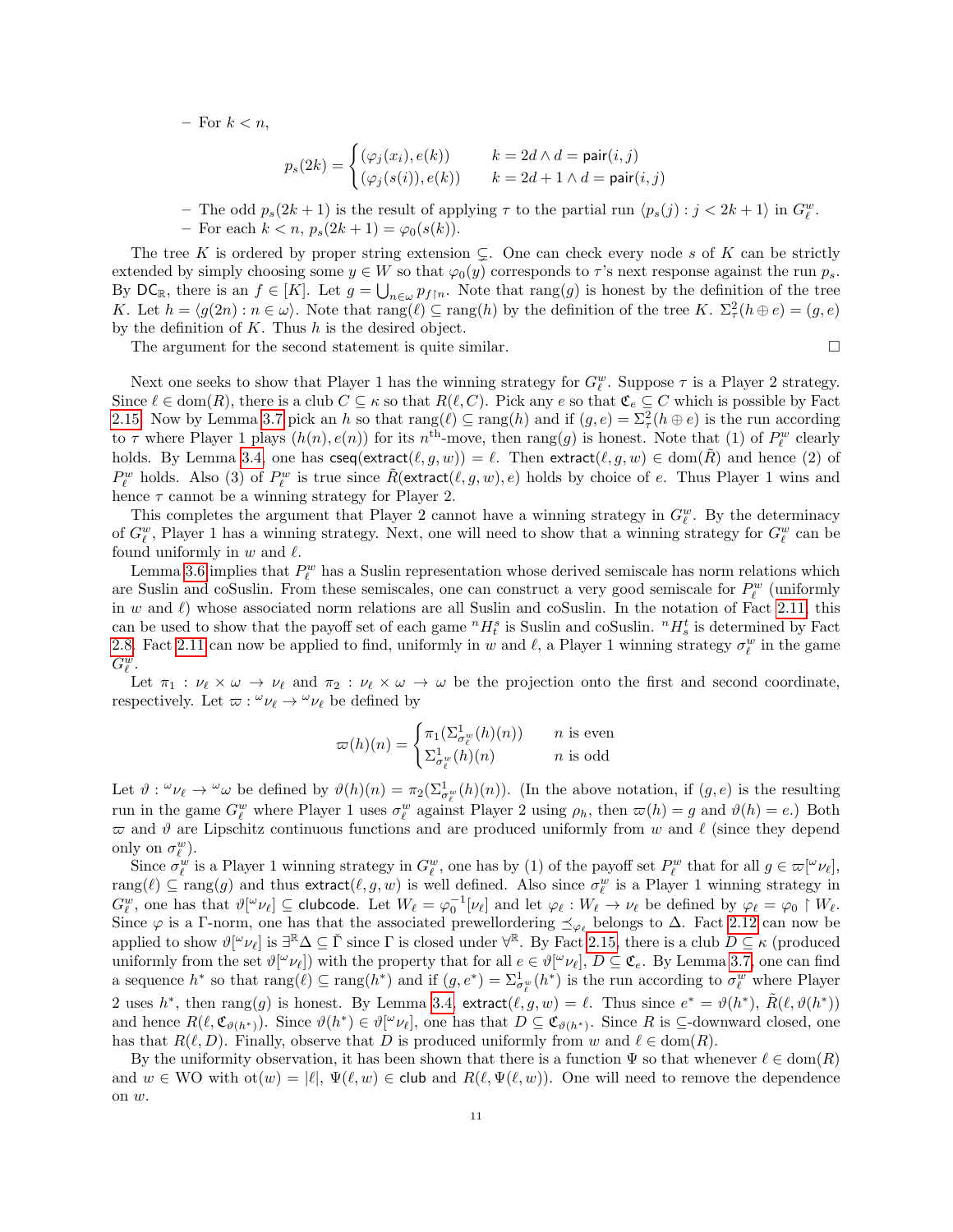– For $k < n$,

$$p_s(2k) = \begin{cases} (\varphi_j(x_i), e(k)) & k = 2d \wedge d = \mathsf{pair}(i,j) \\ (\varphi_j(s(i)), e(k)) & k = 2d+1 \wedge d = \mathsf{pair}(i,j) \end{cases}$$

– The odd $p_s(2k+1)$ is the result of applying $\tau$ to the partial run $\langle p_s(j) : j < 2k+1\rangle$ in $G^w_\ell$.
– For each $k < n$, $p_s(2k+1) = \varphi_0(s(k))$.

The tree $K$ is ordered by proper string extension $\subsetneq$. One can check every node $s$ of $K$ can be strictly extended by simply choosing some $y \in W$ so that $\varphi_0(y)$ corresponds to $\tau$'s next response against the run $p_s$. By $\mathsf{DC}_\mathbb{R}$, there is an $f \in [K]$. Let $g = \bigcup_{n\in\omega} p_{f\restriction n}$. Note that $\mathrm{rang}(g)$ is honest by the definition of the tree $K$. Let $h = \langle g(2n) : n \in \omega\rangle$. Note that $\mathrm{rang}(\ell) \subseteq \mathrm{rang}(h)$ by the definition of the tree $K$. $\Sigma^2_\tau(h \oplus e) = (g, e)$ by the definition of $K$. Thus $h$ is the desired object.

The argument for the second statement is quite similar. □

Next one seeks to show that Player 1 has the winning strategy for $G^w_\ell$. Suppose $\tau$ is a Player 2 strategy. Since $\ell \in \mathrm{dom}(R)$, there is a club $C \subseteq \kappa$ so that $R(\ell, C)$. Pick any $e$ so that $\mathfrak{C}_e \subseteq C$ which is possible by Fact 2.15. Now by Lemma 3.7 pick an $h$ so that $\mathrm{rang}(\ell) \subseteq \mathrm{rang}(h)$ and if $(g,e) = \Sigma^2_\tau(h \oplus e)$ is the run according to $\tau$ where Player 1 plays $(h(n), e(n))$ for its $n^{\text{th}}$-move, then $\mathrm{rang}(g)$ is honest. Note that (1) of $P^w_\ell$ clearly holds. By Lemma 3.4, one has $\mathsf{cseq}(\mathsf{extract}(\ell, g, w)) = \ell$. Then $\mathsf{extract}(\ell, g, w) \in \mathrm{dom}(\tilde{R})$ and hence (2) of $P^w_\ell$ holds. Also (3) of $P^w_\ell$ is true since $\tilde{R}(\mathsf{extract}(\ell, g, w), e)$ holds by choice of $e$. Thus Player 1 wins and hence $\tau$ cannot be a winning strategy for Player 2.

This completes the argument that Player 2 cannot have a winning strategy in $G^w_\ell$. By the determinacy of $G^w_\ell$, Player 1 has a winning strategy. Next, one will need to show that a winning strategy for $G^w_\ell$ can be found uniformly in $w$ and $\ell$.

Lemma 3.6 implies that $P^w_\ell$ has a Suslin representation whose derived semiscale has norm relations which are Suslin and coSuslin. From these semiscales, one can construct a very good semiscale for $P^w_\ell$ (uniformly in $w$ and $\ell$) whose associated norm relations are all Suslin and coSuslin. In the notation of Fact 2.11, this can be used to show that the payoff set of each game ${}^nH^s_t$ is Suslin and coSuslin. ${}^nH^t_s$ is determined by Fact 2.8. Fact 2.11 can now be applied to find, uniformly in $w$ and $\ell$, a Player 1 winning strategy $\sigma^w_\ell$ in the game $G^w_\ell$.

Let $\pi_1 : \nu_\ell \times \omega \to \nu_\ell$ and $\pi_2 : \nu_\ell \times \omega \to \omega$ be the projection onto the first and second coordinate, respectively. Let $\varpi : {}^\omega\nu_\ell \to {}^\omega\nu_\ell$ be defined by

$$\varpi(h)(n) = \begin{cases} \pi_1(\Sigma^1_{\sigma^w_\ell}(h)(n)) & n \text{ is even} \\ \Sigma^1_{\sigma^w_\ell}(h)(n) & n \text{ is odd} \end{cases}$$

Let $\vartheta : {}^\omega\nu_\ell \to {}^\omega\omega$ be defined by $\vartheta(h)(n) = \pi_2(\Sigma^1_{\sigma^w_\ell}(h)(n))$. (In the above notation, if $(g, e)$ is the resulting run in the game $G^w_\ell$ where Player 1 uses $\sigma^w_\ell$ against Player 2 using $\rho_h$, then $\varpi(h) = g$ and $\vartheta(h) = e$.) Both $\varpi$ and $\vartheta$ are Lipschitz continuous functions and are produced uniformly from $w$ and $\ell$ (since they depend only on $\sigma^w_\ell$).

Since $\sigma^w_\ell$ is a Player 1 winning strategy in $G^w_\ell$, one has by (1) of the payoff set $P^w_\ell$ that for all $g \in \varpi[{}^\omega\nu_\ell]$, $\mathrm{rang}(\ell) \subseteq \mathrm{rang}(g)$ and thus $\mathsf{extract}(\ell, g, w)$ is well defined. Also since $\sigma^w_\ell$ is a Player 1 winning strategy in $G^w_\ell$, one has that $\vartheta[{}^\omega\nu_\ell] \subseteq \mathsf{clubcode}$. Let $W_\ell = \varphi_0^{-1}[\nu_\ell]$ and let $\varphi_\ell : W_\ell \to \nu_\ell$ be defined by $\varphi_\ell = \varphi_0 \restriction W_\ell$. Since $\varphi$ is a $\Gamma$-norm, one has that the associated prewellordering $\preceq_{\varphi_\ell}$ belongs to $\Delta$. Fact 2.12 can now be applied to show $\vartheta[{}^\omega\nu_\ell]$ is $\exists^\mathbb{R}\Delta \subseteq \check{\Gamma}$ since $\Gamma$ is closed under $\forall^\mathbb{R}$. By Fact 2.15, there is a club $D \subseteq \kappa$ (produced uniformly from the set $\vartheta[{}^\omega\nu_\ell]$) with the property that for all $e \in \vartheta[{}^\omega\nu_\ell]$, $D \subseteq \mathfrak{C}_e$. By Lemma 3.7, one can find a sequence $h^*$ so that $\mathrm{rang}(\ell) \subseteq \mathrm{rang}(h^*)$ and if $(g, e^*) = \Sigma^1_{\sigma^w_\ell}(h^*)$ is the run according to $\sigma^w_\ell$ where Player 2 uses $h^*$, then $\mathrm{rang}(g)$ is honest. By Lemma 3.4, $\mathsf{extract}(\ell, g, w) = \ell$. Thus since $e^* = \vartheta(h^*)$, $\tilde{R}(\ell, \vartheta(h^*))$ and hence $R(\ell, \mathfrak{C}_{\vartheta(h^*)})$. Since $\vartheta(h^*) \in \vartheta[{}^\omega\nu_\ell]$, one has that $D \subseteq \mathfrak{C}_{\vartheta(h^*)}$. Since $R$ is $\subseteq$-downward closed, one has that $R(\ell, D)$. Finally, observe that $D$ is produced uniformly from $w$ and $\ell \in \mathrm{dom}(R)$.

By the uniformity observation, it has been shown that there is a function $\Psi$ so that whenever $\ell \in \mathrm{dom}(R)$ and $w \in \mathrm{WO}$ with $\mathrm{ot}(w) = |\ell|$, $\Psi(\ell, w) \in \mathsf{club}$ and $R(\ell, \Psi(\ell, w))$. One will need to remove the dependence on $w$.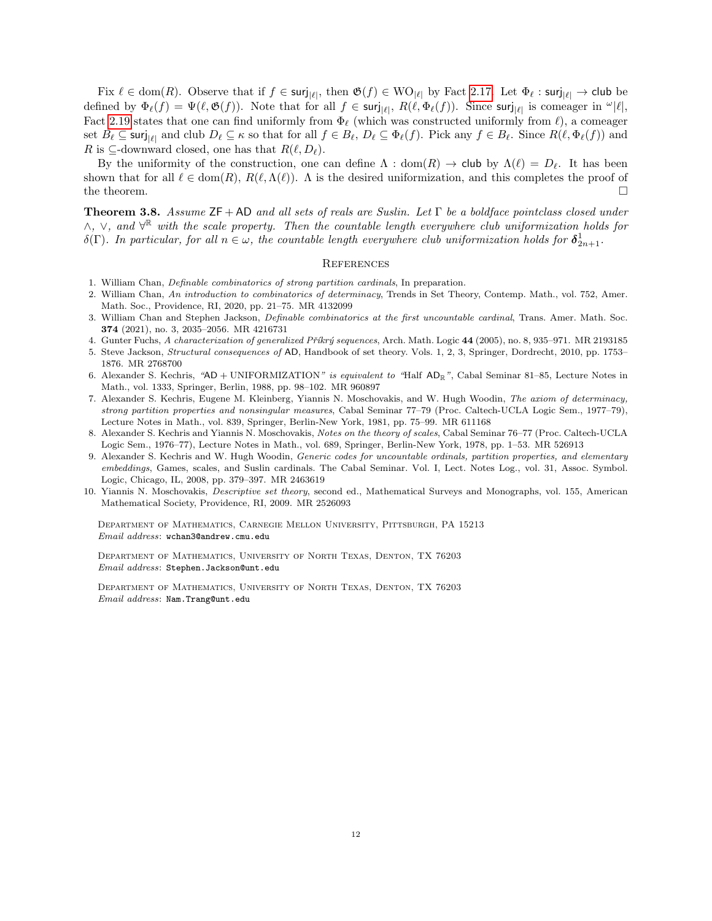Fix $\ell \in \mathrm{dom}(R)$. Observe that if $f \in \mathsf{surj}_{|\ell|}$, then $\mathfrak{G}(f) \in \mathrm{WO}_{|\ell|}$ by Fact 2.17. Let $\Phi_\ell : \mathsf{surj}_{|\ell|} \to \mathsf{club}$ be defined by $\Phi_\ell(f) = \Psi(\ell, \mathfrak{G}(f))$. Note that for all $f \in \mathsf{surj}_{|\ell|}$, $R(\ell, \Phi_\ell(f))$. Since $\mathsf{surj}_{|\ell|}$ is comeager in ${}^\omega|\ell|$, Fact 2.19 states that one can find uniformly from $\Phi_\ell$ (which was constructed uniformly from $\ell$), a comeager set $B_\ell \subseteq \mathsf{surj}_{|\ell|}$ and club $D_\ell \subseteq \kappa$ so that for all $f \in B_\ell$, $D_\ell \subseteq \Phi_\ell(f)$. Pick any $f \in B_\ell$. Since $R(\ell, \Phi_\ell(f))$ and $R$ is $\subseteq$-downward closed, one has that $R(\ell, D_\ell)$.

By the uniformity of the construction, one can define $\Lambda : \mathrm{dom}(R) \to \mathsf{club}$ by $\Lambda(\ell) = D_\ell$. It has been shown that for all $\ell \in \mathrm{dom}(R)$, $R(\ell, \Lambda(\ell))$. $\Lambda$ is the desired uniformization, and this completes the proof of the theorem. $\square$

**Theorem 3.8.** *Assume* $\mathsf{ZF} + \mathsf{AD}$ *and all sets of reals are Suslin. Let* $\Gamma$ *be a boldface pointclass closed under* $\wedge$, $\vee$, *and* $\forall^{\mathbb{R}}$ *with the scale property. Then the countable length everywhere club uniformization holds for* $\delta(\Gamma)$. *In particular, for all* $n \in \omega$, *the countable length everywhere club uniformization holds for* $\boldsymbol{\delta}^1_{2n+1}$.

## References

1. William Chan, *Definable combinatorics of strong partition cardinals*, In preparation.
2. William Chan, *An introduction to combinatorics of determinacy*, Trends in Set Theory, Contemp. Math., vol. 752, Amer. Math. Soc., Providence, RI, 2020, pp. 21–75. MR 4132099
3. William Chan and Stephen Jackson, *Definable combinatorics at the first uncountable cardinal*, Trans. Amer. Math. Soc. **374** (2021), no. 3, 2035–2056. MR 4216731
4. Gunter Fuchs, *A characterization of generalized Příkrý sequences*, Arch. Math. Logic **44** (2005), no. 8, 935–971. MR 2193185
5. Steve Jackson, *Structural consequences of* AD, Handbook of set theory. Vols. 1, 2, 3, Springer, Dordrecht, 2010, pp. 1753–1876. MR 2768700
6. Alexander S. Kechris, *"*$\mathsf{AD}$ + UNIFORMIZATION*" is equivalent to "*Half $\mathsf{AD}_{\mathbb{R}}$*"*, Cabal Seminar 81–85, Lecture Notes in Math., vol. 1333, Springer, Berlin, 1988, pp. 98–102. MR 960897
7. Alexander S. Kechris, Eugene M. Kleinberg, Yiannis N. Moschovakis, and W. Hugh Woodin, *The axiom of determinacy, strong partition properties and nonsingular measures*, Cabal Seminar 77–79 (Proc. Caltech-UCLA Logic Sem., 1977–79), Lecture Notes in Math., vol. 839, Springer, Berlin-New York, 1981, pp. 75–99. MR 611168
8. Alexander S. Kechris and Yiannis N. Moschovakis, *Notes on the theory of scales*, Cabal Seminar 76–77 (Proc. Caltech-UCLA Logic Sem., 1976–77), Lecture Notes in Math., vol. 689, Springer, Berlin-New York, 1978, pp. 1–53. MR 526913
9. Alexander S. Kechris and W. Hugh Woodin, *Generic codes for uncountable ordinals, partition properties, and elementary embeddings*, Games, scales, and Suslin cardinals. The Cabal Seminar. Vol. I, Lect. Notes Log., vol. 31, Assoc. Symbol. Logic, Chicago, IL, 2008, pp. 379–397. MR 2463619
10. Yiannis N. Moschovakis, *Descriptive set theory*, second ed., Mathematical Surveys and Monographs, vol. 155, American Mathematical Society, Providence, RI, 2009. MR 2526093

Department of Mathematics, Carnegie Mellon University, Pittsburgh, PA 15213
*Email address*: wchan3@andrew.cmu.edu

Department of Mathematics, University of North Texas, Denton, TX 76203
*Email address*: Stephen.Jackson@unt.edu

Department of Mathematics, University of North Texas, Denton, TX 76203
*Email address*: Nam.Trang@unt.edu